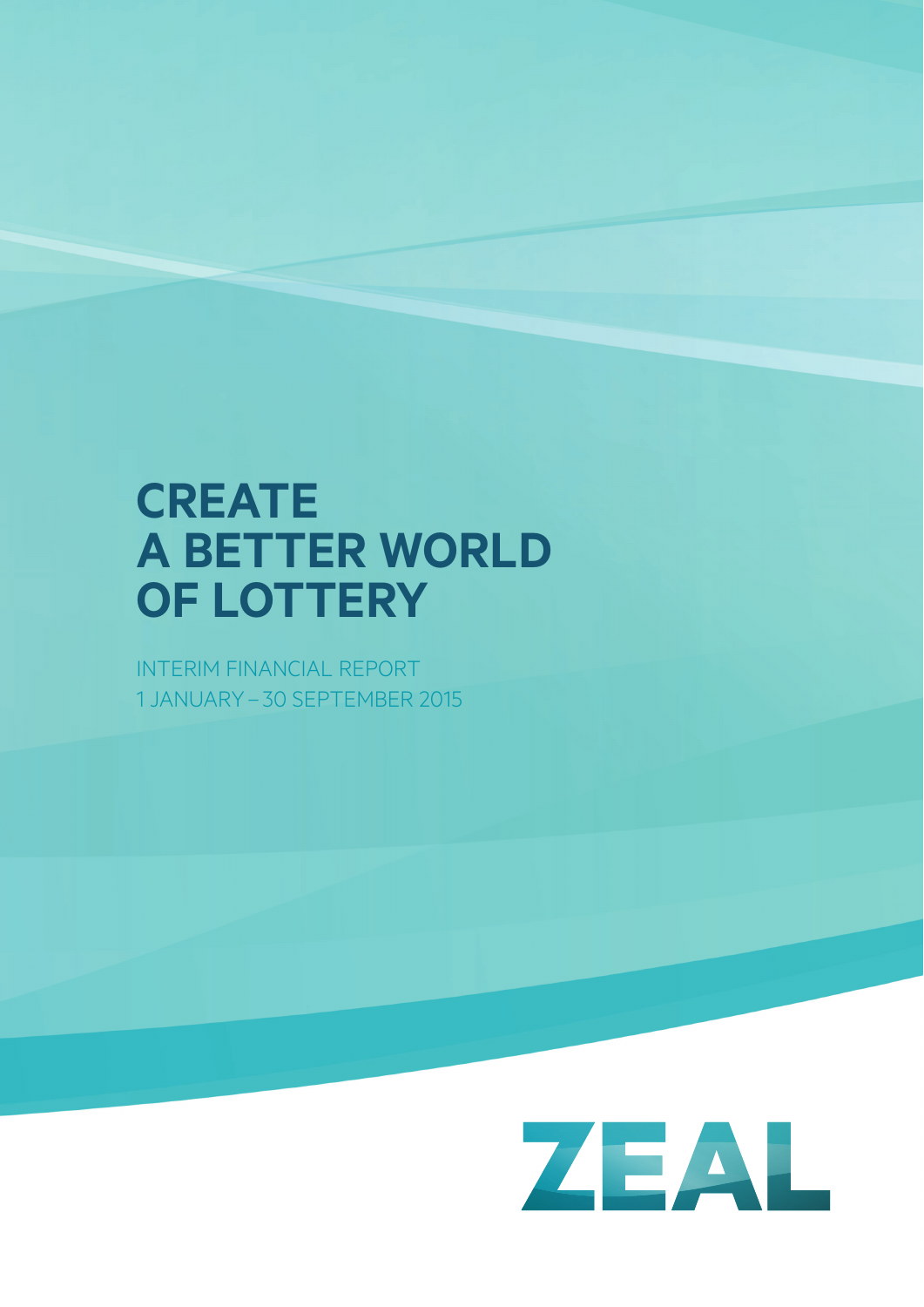# CREATE A BETTER WORLD OF LOTTERY

INTERIM FINANCIAL REPORT
1 JANUARY – 30 SEPTEMBER 2015

ZEAL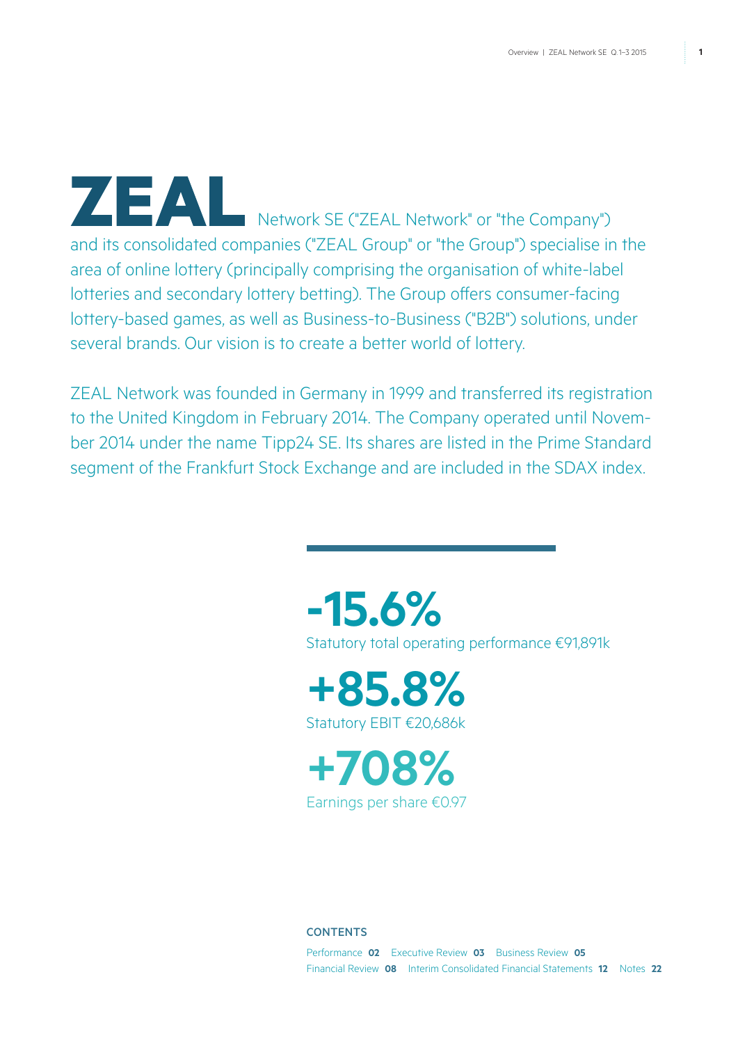**ZEAL** Network SE ("ZEAL Network" or "the Company") and its consolidated companies ("ZEAL Group" or "the Group") specialise in the area of online lottery (principally comprising the organisation of white-label lotteries and secondary lottery betting). The Group offers consumer-facing lottery-based games, as well as Business-to-Business ("B2B") solutions, under several brands. Our vision is to create a better world of lottery.

ZEAL Network was founded in Germany in 1999 and transferred its registration to the United Kingdom in February 2014. The Company operated until November 2014 under the name Tipp24 SE. Its shares are listed in the Prime Standard segment of the Frankfurt Stock Exchange and are included in the SDAX index.

**-15.6%**
Statutory total operating performance €91,891k

**+85.8%**
Statutory EBIT €20,686k

**+708%**
Earnings per share €0.97

**CONTENTS**

Performance **02** Executive Review **03** Business Review **05**
Financial Review **08** Interim Consolidated Financial Statements **12** Notes **22**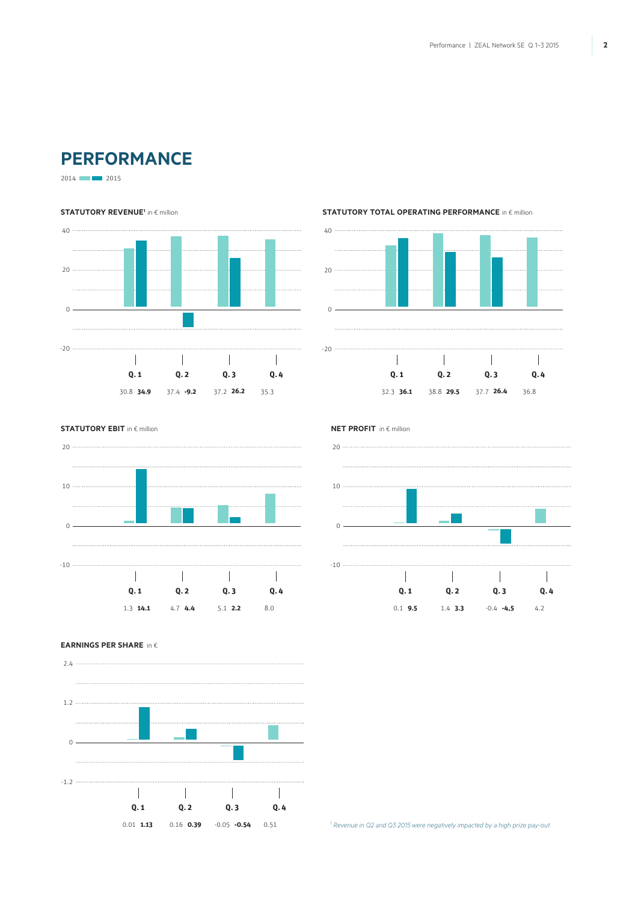# PERFORMANCE

2014 / 2015

**STATUTORY REVENUE**[1] in € million

| | Q. 1 | Q. 2 | Q. 3 | Q. 4 |
|---|---|---|---|---|
| 2014 | 30.8 | 37.4 | 37.2 | 35.3 |
| 2015 | **34.9** | **-9.2** | **26.2** | |

**STATUTORY TOTAL OPERATING PERFORMANCE** in € million

| | Q. 1 | Q. 2 | Q. 3 | Q. 4 |
|---|---|---|---|---|
| 2014 | 32.3 | 38.8 | 37.7 | 36.8 |
| 2015 | **36.1** | **29.5** | **26.4** | |

**STATUTORY EBIT** in € million

| | Q. 1 | Q. 2 | Q. 3 | Q. 4 |
|---|---|---|---|---|
| 2014 | 1.3 | 4.7 | 5.1 | 8.0 |
| 2015 | **14.1** | **4.4** | **2.2** | |

**NET PROFIT** in € million

| | Q. 1 | Q. 2 | Q. 3 | Q. 4 |
|---|---|---|---|---|
| 2014 | 0.1 | 1.4 | -0.4 | 4.2 |
| 2015 | **9.5** | **3.3** | **-4,5** | |

**EARNINGS PER SHARE** in €

| | Q. 1 | Q. 2 | Q. 3 | Q. 4 |
|---|---|---|---|---|
| 2014 | 0.01 | 0.16 | -0.05 | 0.51 |
| 2015 | **1.13** | **0.39** | **-0.54** | |

[1] *Revenue in Q2 and Q3 2015 were negatively impacted by a high prize pay-out.*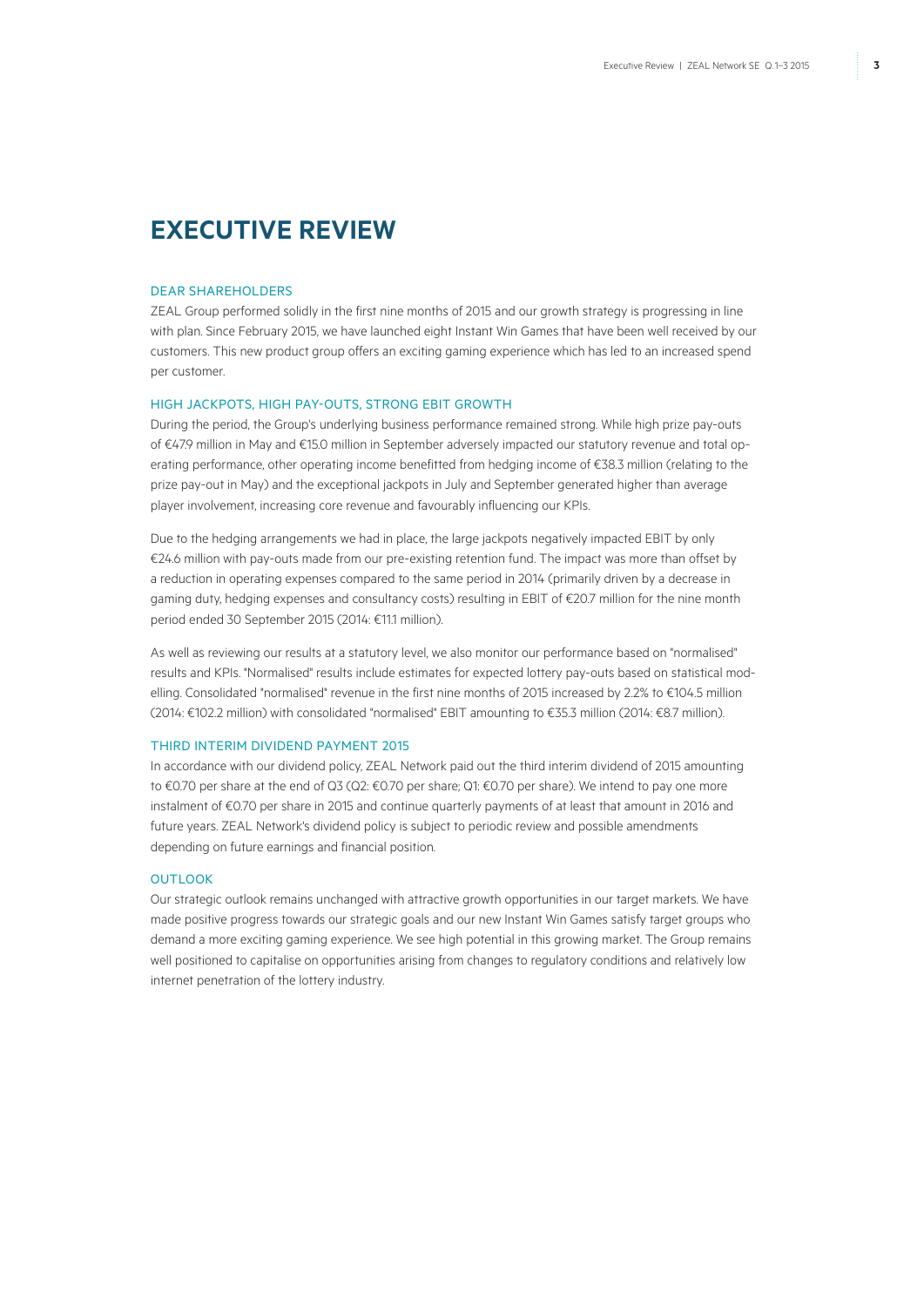# EXECUTIVE REVIEW

## DEAR SHAREHOLDERS

ZEAL Group performed solidly in the first nine months of 2015 and our growth strategy is progressing in line with plan. Since February 2015, we have launched eight Instant Win Games that have been well received by our customers. This new product group offers an exciting gaming experience which has led to an increased spend per customer.

## HIGH JACKPOTS, HIGH PAY-OUTS, STRONG EBIT GROWTH

During the period, the Group's underlying business performance remained strong. While high prize pay-outs of €47.9 million in May and €15.0 million in September adversely impacted our statutory revenue and total operating performance, other operating income benefitted from hedging income of €38.3 million (relating to the prize pay-out in May) and the exceptional jackpots in July and September generated higher than average player involvement, increasing core revenue and favourably influencing our KPIs.

Due to the hedging arrangements we had in place, the large jackpots negatively impacted EBIT by only €24.6 million with pay-outs made from our pre-existing retention fund. The impact was more than offset by a reduction in operating expenses compared to the same period in 2014 (primarily driven by a decrease in gaming duty, hedging expenses and consultancy costs) resulting in EBIT of €20.7 million for the nine month period ended 30 September 2015 (2014: €11.1 million).

As well as reviewing our results at a statutory level, we also monitor our performance based on "normalised" results and KPIs. "Normalised" results include estimates for expected lottery pay-outs based on statistical modelling. Consolidated "normalised" revenue in the first nine months of 2015 increased by 2.2% to €104.5 million (2014: €102.2 million) with consolidated "normalised" EBIT amounting to €35.3 million (2014: €8.7 million).

## THIRD INTERIM DIVIDEND PAYMENT 2015

In accordance with our dividend policy, ZEAL Network paid out the third interim dividend of 2015 amounting to €0.70 per share at the end of Q3 (Q2: €0.70 per share; Q1: €0.70 per share). We intend to pay one more instalment of €0.70 per share in 2015 and continue quarterly payments of at least that amount in 2016 and future years. ZEAL Network's dividend policy is subject to periodic review and possible amendments depending on future earnings and financial position.

## OUTLOOK

Our strategic outlook remains unchanged with attractive growth opportunities in our target markets. We have made positive progress towards our strategic goals and our new Instant Win Games satisfy target groups who demand a more exciting gaming experience. We see high potential in this growing market. The Group remains well positioned to capitalise on opportunities arising from changes to regulatory conditions and relatively low internet penetration of the lottery industry.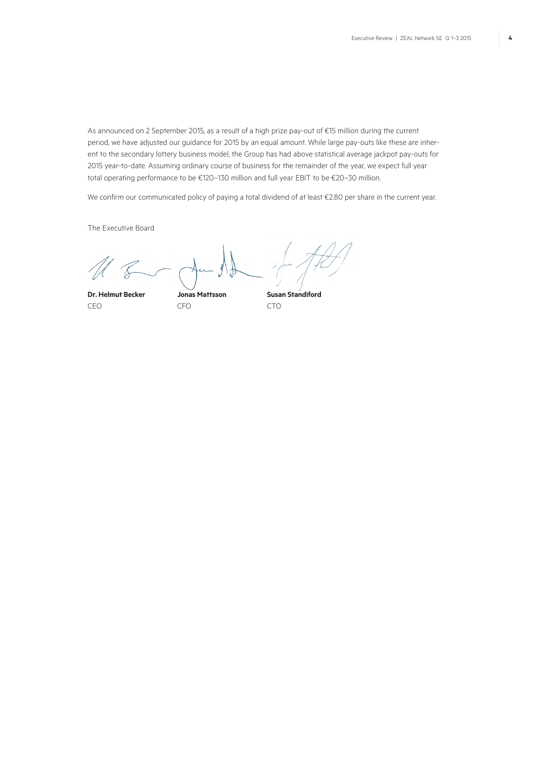As announced on 2 September 2015, as a result of a high prize pay-out of €15 million during the current period, we have adjusted our guidance for 2015 by an equal amount. While large pay-outs like these are inherent to the secondary lottery business model, the Group has had above statistical average jackpot pay-outs for 2015 year-to-date. Assuming ordinary course of business for the remainder of the year, we expect full year total operating performance to be €120–130 million and full year EBIT to be €20–30 million.

We confirm our communicated policy of paying a total dividend of at least €2.80 per share in the current year.

The Executive Board

| **Dr. Helmut Becker** | **Jonas Mattsson** | **Susan Standiford** |
|---|---|---|
| CEO | CFO | CTO |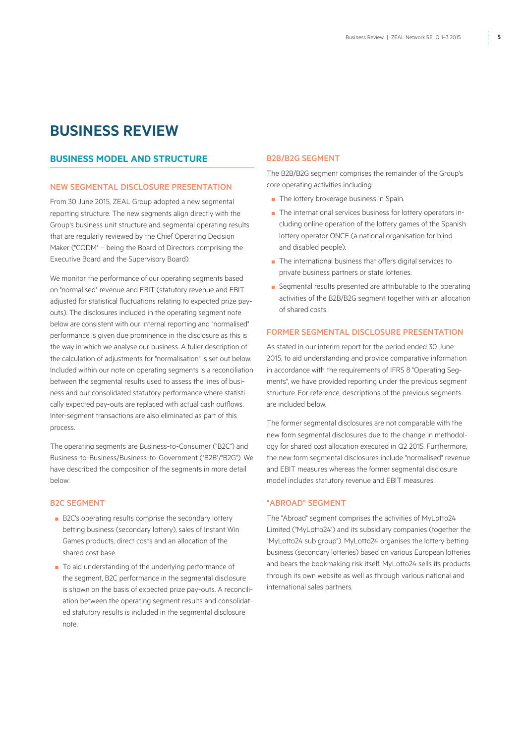# BUSINESS REVIEW

## BUSINESS MODEL AND STRUCTURE

### NEW SEGMENTAL DISCLOSURE PRESENTATION

From 30 June 2015, ZEAL Group adopted a new segmental reporting structure. The new segments align directly with the Group's business unit structure and segmental operating results that are regularly reviewed by the Chief Operating Decision Maker ("CODM" – being the Board of Directors comprising the Executive Board and the Supervisory Board).

We monitor the performance of our operating segments based on "normalised" revenue and EBIT (statutory revenue and EBIT adjusted for statistical fluctuations relating to expected prize payouts). The disclosures included in the operating segment note below are consistent with our internal reporting and "normalised" performance is given due prominence in the disclosure as this is the way in which we analyse our business. A fuller description of the calculation of adjustments for "normalisation" is set out below. Included within our note on operating segments is a reconciliation between the segmental results used to assess the lines of business and our consolidated statutory performance where statistically expected pay-outs are replaced with actual cash outflows. Inter-segment transactions are also eliminated as part of this process.

The operating segments are Business-to-Consumer ("B2C") and Business-to-Business/Business-to-Government ("B2B"/"B2G"). We have described the composition of the segments in more detail below:

### B2C SEGMENT

- B2C's operating results comprise the secondary lottery betting business (secondary lottery), sales of Instant Win Games products, direct costs and an allocation of the shared cost base.
- To aid understanding of the underlying performance of the segment, B2C performance in the segmental disclosure is shown on the basis of expected prize pay-outs. A reconciliation between the operating segment results and consolidated statutory results is included in the segmental disclosure note.

### B2B/B2G SEGMENT

The B2B/B2G segment comprises the remainder of the Group's core operating activities including:

- The lottery brokerage business in Spain.
- The international services business for lottery operators including online operation of the lottery games of the Spanish lottery operator ONCE (a national organisation for blind and disabled people).
- The international business that offers digital services to private business partners or state lotteries.
- Segmental results presented are attributable to the operating activities of the B2B/B2G segment together with an allocation of shared costs.

### FORMER SEGMENTAL DISCLOSURE PRESENTATION

As stated in our interim report for the period ended 30 June 2015, to aid understanding and provide comparative information in accordance with the requirements of IFRS 8 "Operating Segments", we have provided reporting under the previous segment structure. For reference, descriptions of the previous segments are included below.

The former segmental disclosures are not comparable with the new form segmental disclosures due to the change in methodology for shared cost allocation executed in Q2 2015. Furthermore, the new form segmental disclosures include "normalised" revenue and EBIT measures whereas the former segmental disclosure model includes statutory revenue and EBIT measures.

### "ABROAD" SEGMENT

The "Abroad" segment comprises the activities of MyLotto24 Limited ("MyLotto24") and its subsidiary companies (together the "MyLotto24 sub group"). MyLotto24 organises the lottery betting business (secondary lotteries) based on various European lotteries and bears the bookmaking risk itself. MyLotto24 sells its products through its own website as well as through various national and international sales partners.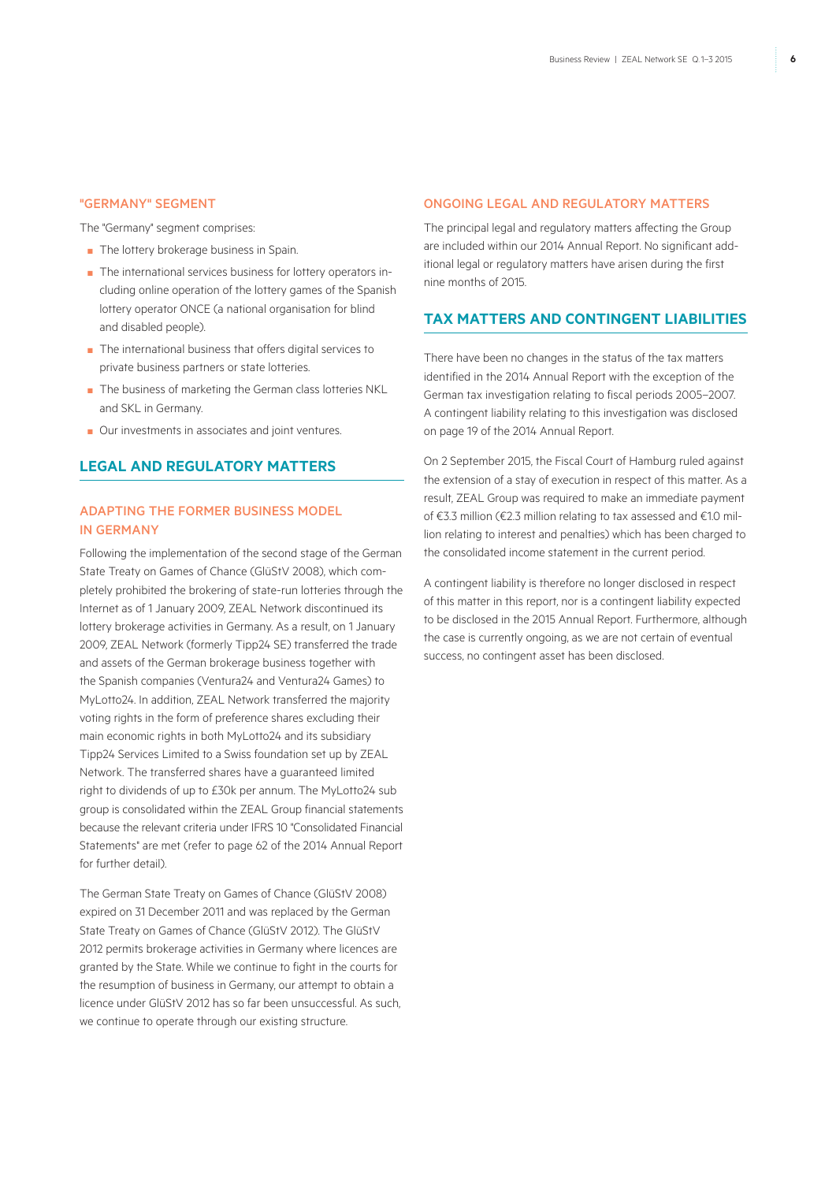### "GERMANY" SEGMENT

The "Germany" segment comprises:

- The lottery brokerage business in Spain.
- The international services business for lottery operators including online operation of the lottery games of the Spanish lottery operator ONCE (a national organisation for blind and disabled people).
- The international business that offers digital services to private business partners or state lotteries.
- The business of marketing the German class lotteries NKL and SKL in Germany.
- Our investments in associates and joint ventures.

## LEGAL AND REGULATORY MATTERS

### ADAPTING THE FORMER BUSINESS MODEL IN GERMANY

Following the implementation of the second stage of the German State Treaty on Games of Chance (GlüStV 2008), which completely prohibited the brokering of state-run lotteries through the Internet as of 1 January 2009, ZEAL Network discontinued its lottery brokerage activities in Germany. As a result, on 1 January 2009, ZEAL Network (formerly Tipp24 SE) transferred the trade and assets of the German brokerage business together with the Spanish companies (Ventura24 and Ventura24 Games) to MyLotto24. In addition, ZEAL Network transferred the majority voting rights in the form of preference shares excluding their main economic rights in both MyLotto24 and its subsidiary Tipp24 Services Limited to a Swiss foundation set up by ZEAL Network. The transferred shares have a guaranteed limited right to dividends of up to £30k per annum. The MyLotto24 sub group is consolidated within the ZEAL Group financial statements because the relevant criteria under IFRS 10 "Consolidated Financial Statements" are met (refer to page 62 of the 2014 Annual Report for further detail).

The German State Treaty on Games of Chance (GlüStV 2008) expired on 31 December 2011 and was replaced by the German State Treaty on Games of Chance (GlüStV 2012). The GlüStV 2012 permits brokerage activities in Germany where licences are granted by the State. While we continue to fight in the courts for the resumption of business in Germany, our attempt to obtain a licence under GlüStV 2012 has so far been unsuccessful. As such, we continue to operate through our existing structure.

### ONGOING LEGAL AND REGULATORY MATTERS

The principal legal and regulatory matters affecting the Group are included within our 2014 Annual Report. No significant additional legal or regulatory matters have arisen during the first nine months of 2015.

## TAX MATTERS AND CONTINGENT LIABILITIES

There have been no changes in the status of the tax matters identified in the 2014 Annual Report with the exception of the German tax investigation relating to fiscal periods 2005–2007. A contingent liability relating to this investigation was disclosed on page 19 of the 2014 Annual Report.

On 2 September 2015, the Fiscal Court of Hamburg ruled against the extension of a stay of execution in respect of this matter. As a result, ZEAL Group was required to make an immediate payment of €3.3 million (€2.3 million relating to tax assessed and €1.0 million relating to interest and penalties) which has been charged to the consolidated income statement in the current period.

A contingent liability is therefore no longer disclosed in respect of this matter in this report, nor is a contingent liability expected to be disclosed in the 2015 Annual Report. Furthermore, although the case is currently ongoing, as we are not certain of eventual success, no contingent asset has been disclosed.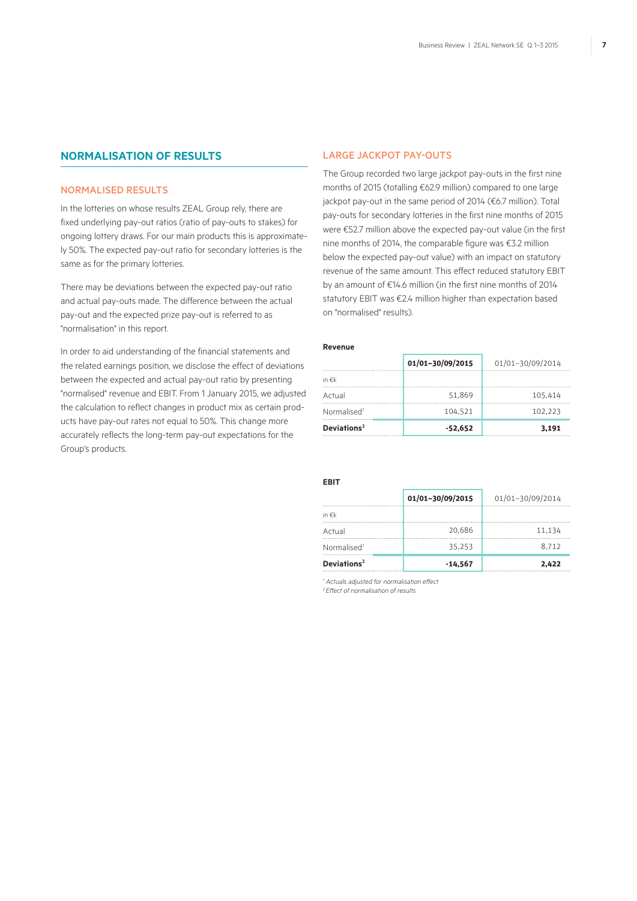## NORMALISATION OF RESULTS

### NORMALISED RESULTS

In the lotteries on whose results ZEAL Group rely, there are fixed underlying pay-out ratios (ratio of pay-outs to stakes) for ongoing lottery draws. For our main products this is approximately 50%. The expected pay-out ratio for secondary lotteries is the same as for the primary lotteries.

There may be deviations between the expected pay-out ratio and actual pay-outs made. The difference between the actual pay-out and the expected prize pay-out is referred to as "normalisation" in this report.

In order to aid understanding of the financial statements and the related earnings position, we disclose the effect of deviations between the expected and actual pay-out ratio by presenting "normalised" revenue and EBIT. From 1 January 2015, we adjusted the calculation to reflect changes in product mix as certain products have pay-out rates not equal to 50%. This change more accurately reflects the long-term pay-out expectations for the Group's products.

### LARGE JACKPOT PAY-OUTS

The Group recorded two large jackpot pay-outs in the first nine months of 2015 (totalling €62.9 million) compared to one large jackpot pay-out in the same period of 2014 (€6.7 million). Total pay-outs for secondary lotteries in the first nine months of 2015 were €52.7 million above the expected pay-out value (in the first nine months of 2014, the comparable figure was €3.2 million below the expected pay-out value) with an impact on statutory revenue of the same amount. This effect reduced statutory EBIT by an amount of €14.6 million (in the first nine months of 2014 statutory EBIT was €2.4 million higher than expectation based on "normalised" results).

**Revenue**

| | **01/01–30/09/2015** | 01/01–30/09/2014 |
|---|---|---|
| in €k | | |
| Actual | 51,869 | 105,414 |
| Normalised[1] | 104,521 | 102,223 |
| **Deviations[2]** | **-52,652** | **3,191** |

**EBIT**

| | **01/01–30/09/2015** | 01/01–30/09/2014 |
|---|---|---|
| in €k | | |
| Actual | 20,686 | 11,134 |
| Normalised[1] | 35,253 | 8,712 |
| **Deviations[2]** | **-14,567** | **2,422** |

[1] *Actuals adjusted for normalisation effect*
[2] *Effect of normalisation of results*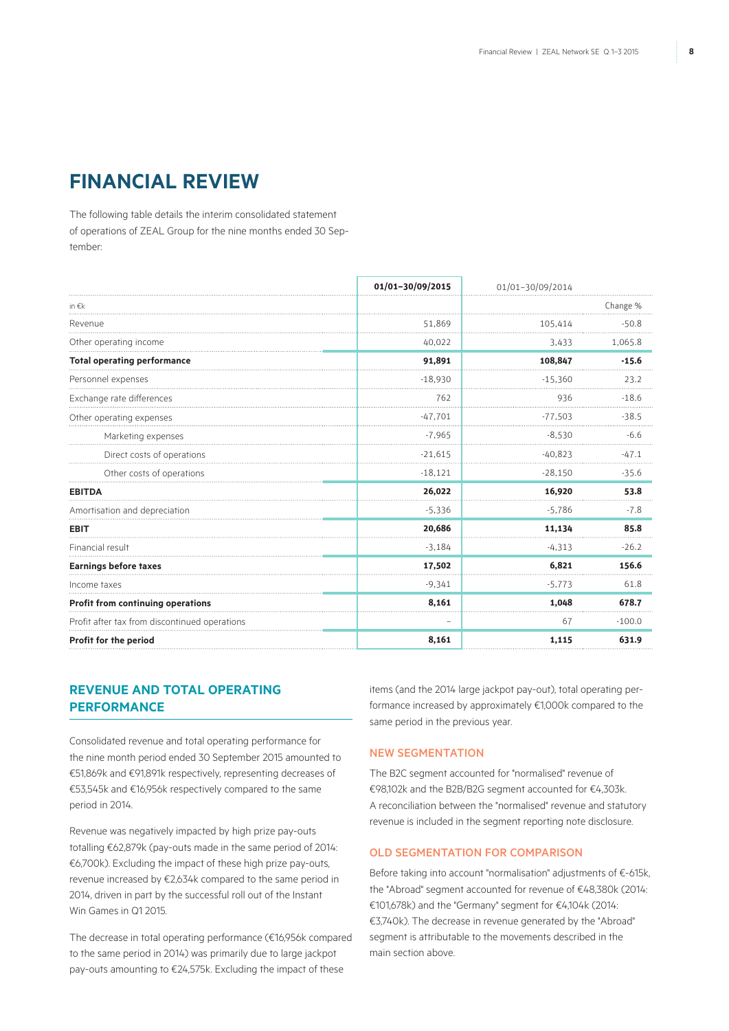# FINANCIAL REVIEW

The following table details the interim consolidated statement of operations of ZEAL Group for the nine months ended 30 September:

| in €k | 01/01–30/09/2015 | 01/01–30/09/2014 | Change % |
|---|---|---|---|
| Revenue | 51,869 | 105,414 | -50.8 |
| Other operating income | 40,022 | 3,433 | 1,065.8 |
| **Total operating performance** | **91,891** | **108,847** | **-15.6** |
| Personnel expenses | -18,930 | -15,360 | 23.2 |
| Exchange rate differences | 762 | 936 | -18.6 |
| Other operating expenses | -47,701 | -77,503 | -38.5 |
| Marketing expenses | -7,965 | -8,530 | -6.6 |
| Direct costs of operations | -21,615 | -40,823 | -47.1 |
| Other costs of operations | -18,121 | -28,150 | -35.6 |
| **EBITDA** | **26,022** | **16,920** | **53.8** |
| Amortisation and depreciation | -5,336 | -5,786 | -7.8 |
| **EBIT** | **20,686** | **11,134** | **85.8** |
| Financial result | -3,184 | -4,313 | -26.2 |
| **Earnings before taxes** | **17,502** | **6,821** | **156.6** |
| Income taxes | -9,341 | -5,773 | 61.8 |
| **Profit from continuing operations** | **8,161** | **1,048** | **678.7** |
| Profit after tax from discontinued operations | – | 67 | -100.0 |
| **Profit for the period** | **8,161** | **1,115** | **631.9** |

## REVENUE AND TOTAL OPERATING PERFORMANCE

Consolidated revenue and total operating performance for the nine month period ended 30 September 2015 amounted to €51,869k and €91,891k respectively, representing decreases of €53,545k and €16,956k respectively compared to the same period in 2014.

Revenue was negatively impacted by high prize pay-outs totalling €62,879k (pay-outs made in the same period of 2014: €6,700k). Excluding the impact of these high prize pay-outs, revenue increased by €2,634k compared to the same period in 2014, driven in part by the successful roll out of the Instant Win Games in Q1 2015.

The decrease in total operating performance (€16,956k compared to the same period in 2014) was primarily due to large jackpot pay-outs amounting to €24,575k. Excluding the impact of these items (and the 2014 large jackpot pay-out), total operating performance increased by approximately €1,000k compared to the same period in the previous year.

### NEW SEGMENTATION

The B2C segment accounted for "normalised" revenue of €98,102k and the B2B/B2G segment accounted for €4,303k. A reconciliation between the "normalised" revenue and statutory revenue is included in the segment reporting note disclosure.

### OLD SEGMENTATION FOR COMPARISON

Before taking into account "normalisation" adjustments of €-615k, the "Abroad" segment accounted for revenue of €48,380k (2014: €101,678k) and the "Germany" segment for €4,104k (2014: €3,740k). The decrease in revenue generated by the "Abroad" segment is attributable to the movements described in the main section above.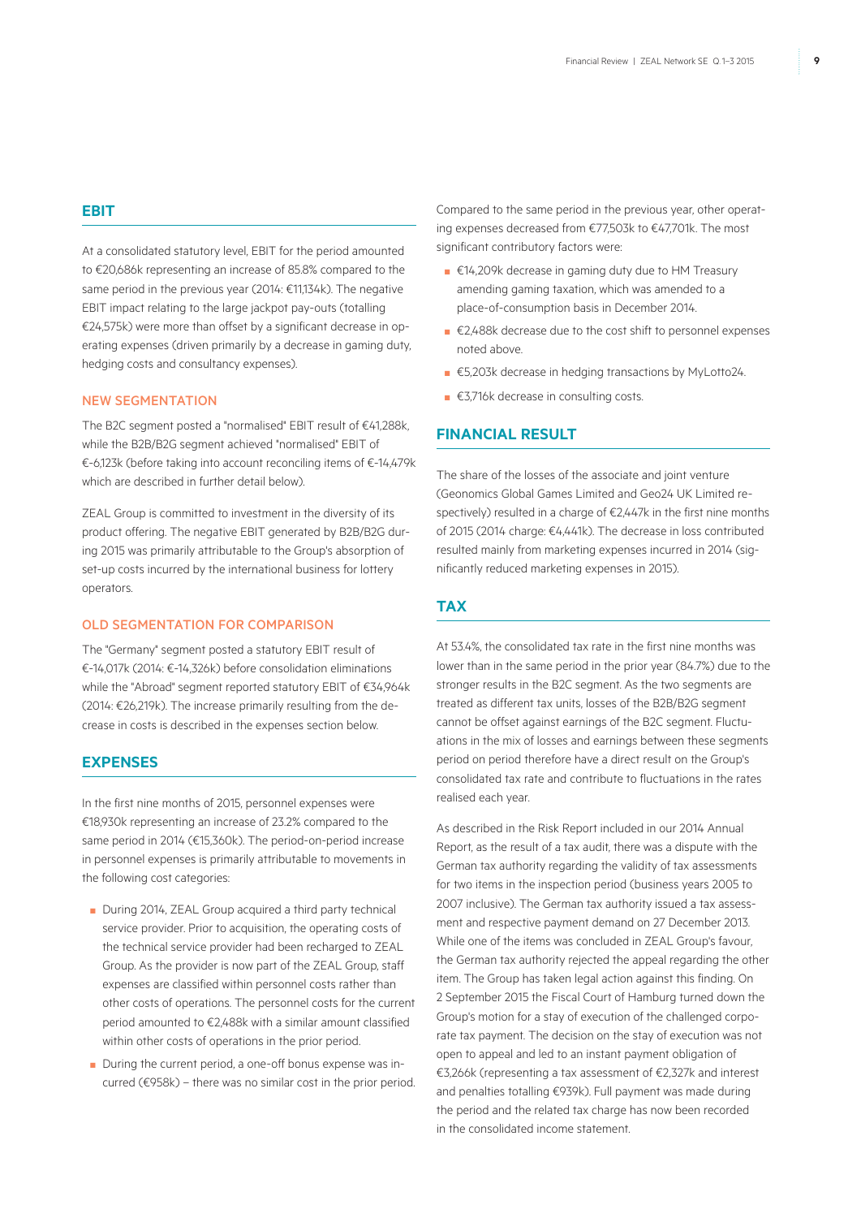## EBIT

At a consolidated statutory level, EBIT for the period amounted to €20,686k representing an increase of 85.8% compared to the same period in the previous year (2014: €11,134k). The negative EBIT impact relating to the large jackpot pay-outs (totalling €24,575k) were more than offset by a significant decrease in operating expenses (driven primarily by a decrease in gaming duty, hedging costs and consultancy expenses).

### NEW SEGMENTATION

The B2C segment posted a "normalised" EBIT result of €41,288k, while the B2B/B2G segment achieved "normalised" EBIT of €-6,123k (before taking into account reconciling items of €-14,479k which are described in further detail below).

ZEAL Group is committed to investment in the diversity of its product offering. The negative EBIT generated by B2B/B2G during 2015 was primarily attributable to the Group's absorption of set-up costs incurred by the international business for lottery operators.

### OLD SEGMENTATION FOR COMPARISON

The "Germany" segment posted a statutory EBIT result of €-14,017k (2014: €-14,326k) before consolidation eliminations while the "Abroad" segment reported statutory EBIT of €34,964k (2014: €26,219k). The increase primarily resulting from the decrease in costs is described in the expenses section below.

## EXPENSES

In the first nine months of 2015, personnel expenses were €18,930k representing an increase of 23.2% compared to the same period in 2014 (€15,360k). The period-on-period increase in personnel expenses is primarily attributable to movements in the following cost categories:

- During 2014, ZEAL Group acquired a third party technical service provider. Prior to acquisition, the operating costs of the technical service provider had been recharged to ZEAL Group. As the provider is now part of the ZEAL Group, staff expenses are classified within personnel costs rather than other costs of operations. The personnel costs for the current period amounted to €2,488k with a similar amount classified within other costs of operations in the prior period.
- During the current period, a one-off bonus expense was incurred (€958k) – there was no similar cost in the prior period.

Compared to the same period in the previous year, other operating expenses decreased from €77,503k to €47,701k. The most significant contributory factors were:

- €14,209k decrease in gaming duty due to HM Treasury amending gaming taxation, which was amended to a place-of-consumption basis in December 2014.
- €2,488k decrease due to the cost shift to personnel expenses noted above.
- €5,203k decrease in hedging transactions by MyLotto24.
- €3,716k decrease in consulting costs.

## FINANCIAL RESULT

The share of the losses of the associate and joint venture (Geonomics Global Games Limited and Geo24 UK Limited respectively) resulted in a charge of €2,447k in the first nine months of 2015 (2014 charge: €4,441k). The decrease in loss contributed resulted mainly from marketing expenses incurred in 2014 (significantly reduced marketing expenses in 2015).

## TAX

At 53.4%, the consolidated tax rate in the first nine months was lower than in the same period in the prior year (84.7%) due to the stronger results in the B2C segment. As the two segments are treated as different tax units, losses of the B2B/B2G segment cannot be offset against earnings of the B2C segment. Fluctuations in the mix of losses and earnings between these segments period on period therefore have a direct result on the Group's consolidated tax rate and contribute to fluctuations in the rates realised each year.

As described in the Risk Report included in our 2014 Annual Report, as the result of a tax audit, there was a dispute with the German tax authority regarding the validity of tax assessments for two items in the inspection period (business years 2005 to 2007 inclusive). The German tax authority issued a tax assessment and respective payment demand on 27 December 2013. While one of the items was concluded in ZEAL Group's favour, the German tax authority rejected the appeal regarding the other item. The Group has taken legal action against this finding. On 2 September 2015 the Fiscal Court of Hamburg turned down the Group's motion for a stay of execution of the challenged corporate tax payment. The decision on the stay of execution was not open to appeal and led to an instant payment obligation of €3,266k (representing a tax assessment of €2,327k and interest and penalties totalling €939k). Full payment was made during the period and the related tax charge has now been recorded in the consolidated income statement.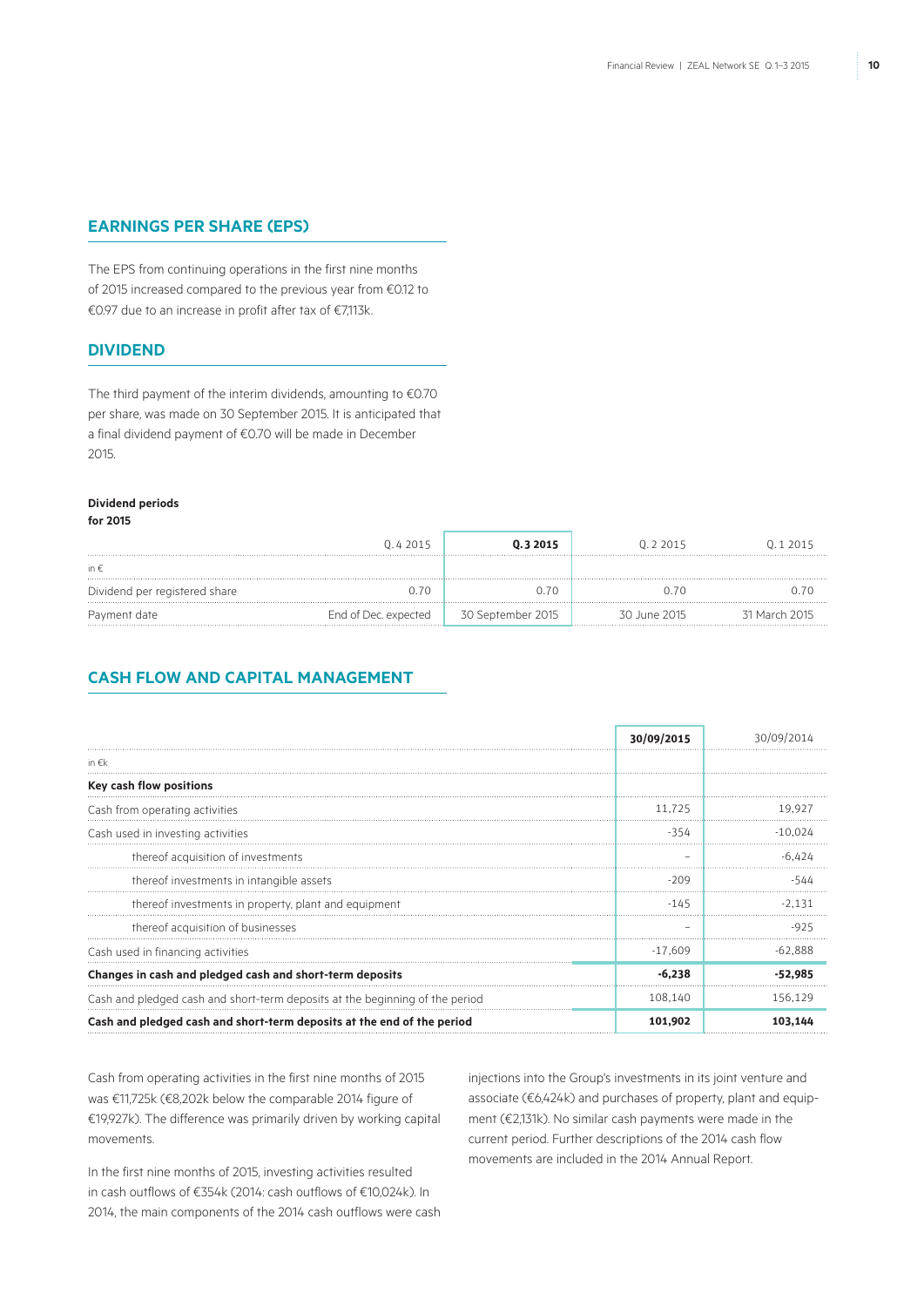## EARNINGS PER SHARE (EPS)

The EPS from continuing operations in the first nine months of 2015 increased compared to the previous year from €0.12 to €0.97 due to an increase in profit after tax of €7,113k.

## DIVIDEND

The third payment of the interim dividends, amounting to €0.70 per share, was made on 30 September 2015. It is anticipated that a final dividend payment of €0.70 will be made in December 2015.

**Dividend periods for 2015**

| | Q. 4 2015 | **Q. 3 2015** | Q. 2 2015 | Q. 1 2015 |
|---|---|---|---|---|
| in € | | | | |
| Dividend per registered share | 0.70 | 0.70 | 0.70 | 0.70 |
| Payment date | End of Dec. expected | 30 September 2015 | 30 June 2015 | 31 March 2015 |

## CASH FLOW AND CAPITAL MANAGEMENT

| | **30/09/2015** | 30/09/2014 |
|---|---|---|
| in €k | | |
| **Key cash flow positions** | | |
| Cash from operating activities | 11,725 | 19,927 |
| Cash used in investing activities | -354 | -10,024 |
| thereof acquisition of investments | – | -6,424 |
| thereof investments in intangible assets | -209 | -544 |
| thereof investments in property, plant and equipment | -145 | -2,131 |
| thereof acquisition of businesses | – | -925 |
| Cash used in financing activities | -17,609 | -62,888 |
| **Changes in cash and pledged cash and short-term deposits** | **-6,238** | **-52,985** |
| Cash and pledged cash and short-term deposits at the beginning of the period | 108,140 | 156,129 |
| **Cash and pledged cash and short-term deposits at the end of the period** | **101,902** | **103,144** |

Cash from operating activities in the first nine months of 2015 was €11,725k (€8,202k below the comparable 2014 figure of €19,927k). The difference was primarily driven by working capital movements.

In the first nine months of 2015, investing activities resulted in cash outflows of €354k (2014: cash outflows of €10,024k). In 2014, the main components of the 2014 cash outflows were cash injections into the Group's investments in its joint venture and associate (€6,424k) and purchases of property, plant and equipment (€2,131k). No similar cash payments were made in the current period. Further descriptions of the 2014 cash flow movements are included in the 2014 Annual Report.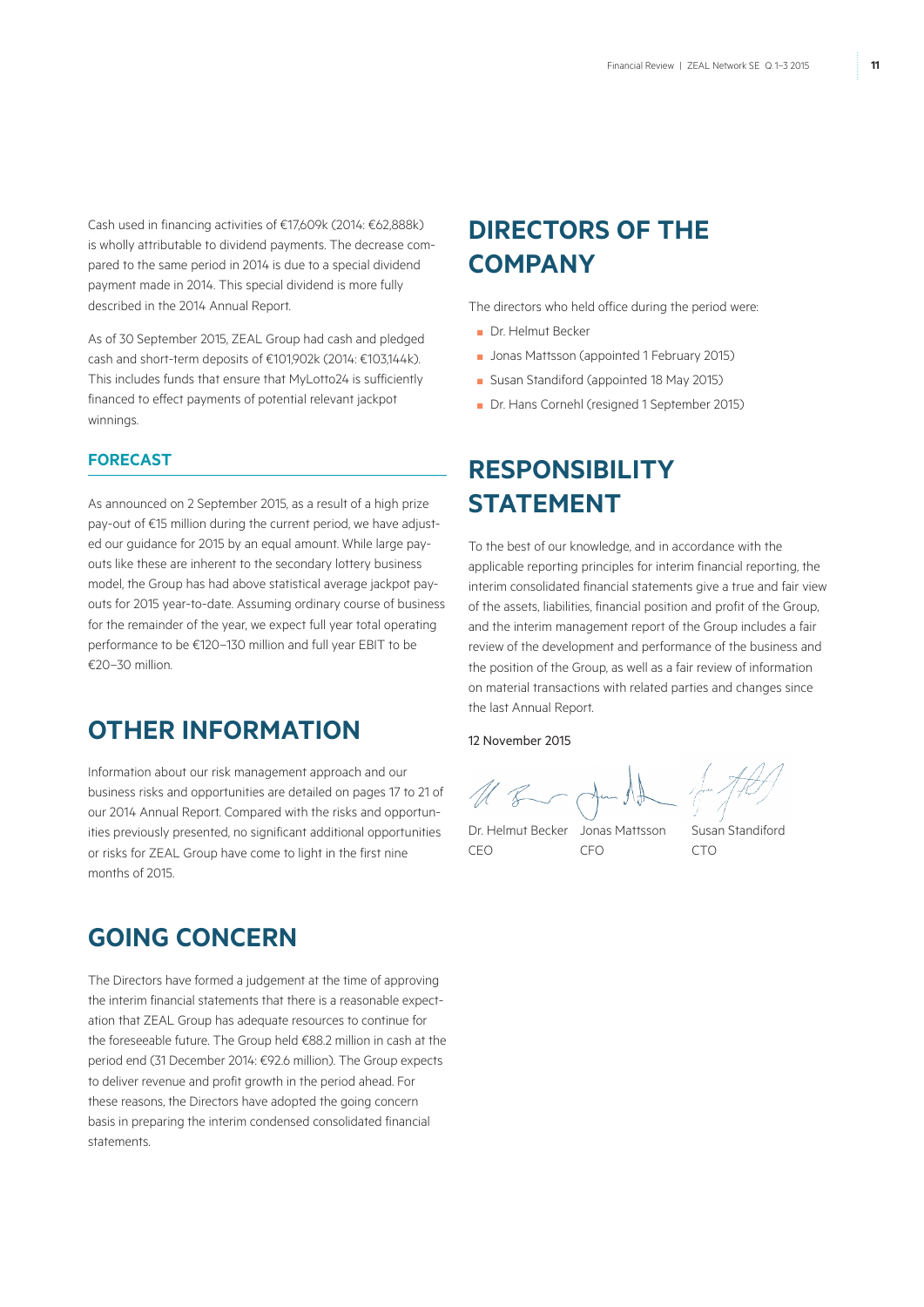Cash used in financing activities of €17,609k (2014: €62,888k) is wholly attributable to dividend payments. The decrease compared to the same period in 2014 is due to a special dividend payment made in 2014. This special dividend is more fully described in the 2014 Annual Report.

As of 30 September 2015, ZEAL Group had cash and pledged cash and short-term deposits of €101,902k (2014: €103,144k). This includes funds that ensure that MyLotto24 is sufficiently financed to effect payments of potential relevant jackpot winnings.

### FORECAST

As announced on 2 September 2015, as a result of a high prize pay-out of €15 million during the current period, we have adjusted our guidance for 2015 by an equal amount. While large pay-outs like these are inherent to the secondary lottery business model, the Group has had above statistical average jackpot pay-outs for 2015 year-to-date. Assuming ordinary course of business for the remainder of the year, we expect full year total operating performance to be €120–130 million and full year EBIT to be €20–30 million.

## OTHER INFORMATION

Information about our risk management approach and our business risks and opportunities are detailed on pages 17 to 21 of our 2014 Annual Report. Compared with the risks and opportunities previously presented, no significant additional opportunities or risks for ZEAL Group have come to light in the first nine months of 2015.

## GOING CONCERN

The Directors have formed a judgement at the time of approving the interim financial statements that there is a reasonable expectation that ZEAL Group has adequate resources to continue for the foreseeable future. The Group held €88.2 million in cash at the period end (31 December 2014: €92.6 million). The Group expects to deliver revenue and profit growth in the period ahead. For these reasons, the Directors have adopted the going concern basis in preparing the interim condensed consolidated financial statements.

## DIRECTORS OF THE COMPANY

The directors who held office during the period were:

- Dr. Helmut Becker
- Jonas Mattsson (appointed 1 February 2015)
- Susan Standiford (appointed 18 May 2015)
- Dr. Hans Cornehl (resigned 1 September 2015)

## RESPONSIBILITY STATEMENT

To the best of our knowledge, and in accordance with the applicable reporting principles for interim financial reporting, the interim consolidated financial statements give a true and fair view of the assets, liabilities, financial position and profit of the Group, and the interim management report of the Group includes a fair review of the development and performance of the business and the position of the Group, as well as a fair review of information on material transactions with related parties and changes since the last Annual Report.

12 November 2015

| Dr. Helmut Becker | Jonas Mattsson | Susan Standiford |
|---|---|---|
| CEO | CFO | CTO |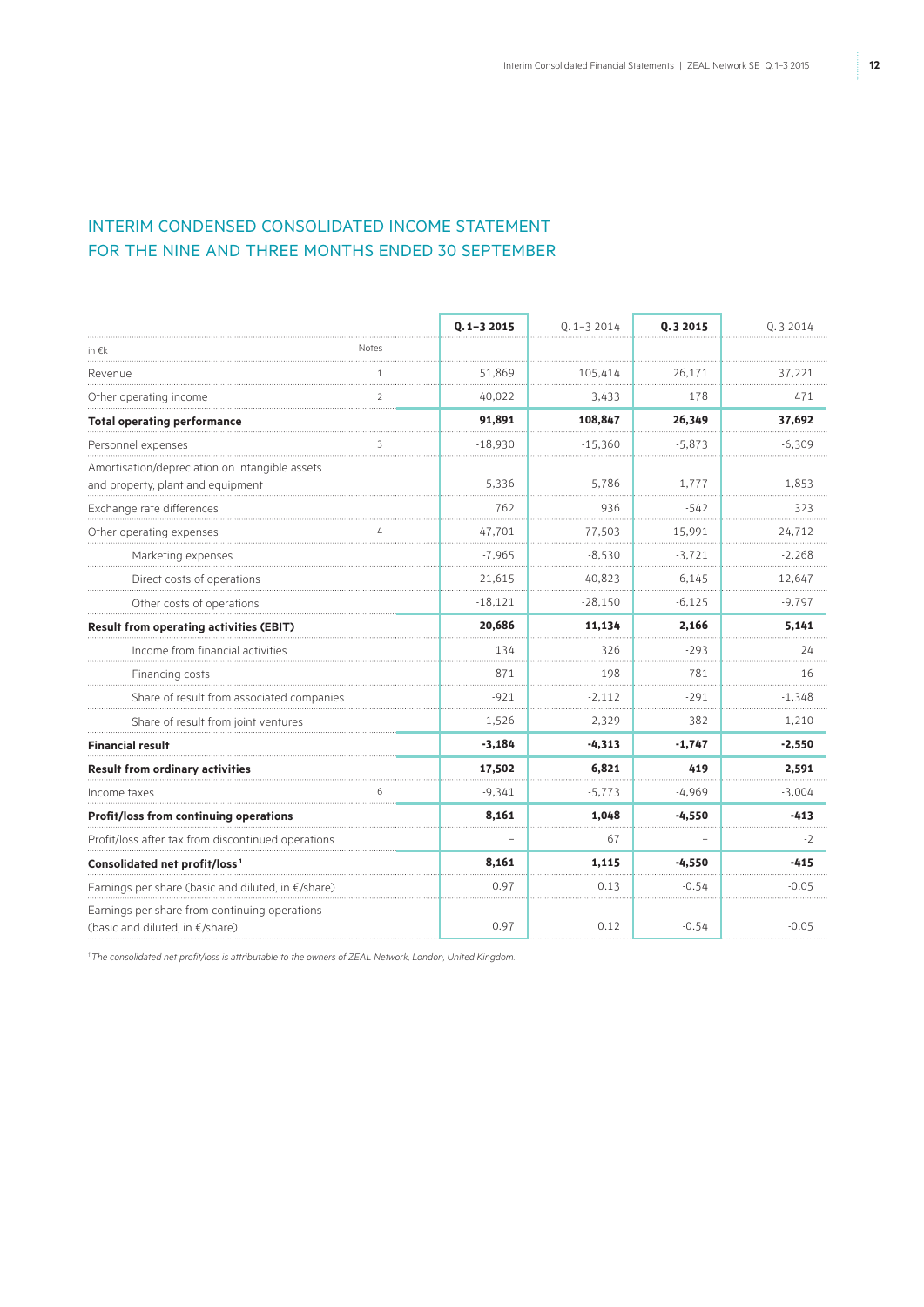## INTERIM CONDENSED CONSOLIDATED INCOME STATEMENT FOR THE NINE AND THREE MONTHS ENDED 30 SEPTEMBER

| in €k | Notes | Q. 1–3 2015 | Q. 1–3 2014 | Q. 3 2015 | Q. 3 2014 |
|---|---|---|---|---|---|
| Revenue | 1 | 51,869 | 105,414 | 26,171 | 37,221 |
| Other operating income | 2 | 40,022 | 3,433 | 178 | 471 |
| **Total operating performance** | | **91,891** | **108,847** | **26,349** | **37,692** |
| Personnel expenses | 3 | -18,930 | -15,360 | -5,873 | -6,309 |
| Amortisation/depreciation on intangible assets and property, plant and equipment | | -5,336 | -5,786 | -1,777 | -1,853 |
| Exchange rate differences | | 762 | 936 | -542 | 323 |
| Other operating expenses | 4 | -47,701 | -77,503 | -15,991 | -24,712 |
| Marketing expenses | | -7,965 | -8,530 | -3,721 | -2,268 |
| Direct costs of operations | | -21,615 | -40,823 | -6,145 | -12,647 |
| Other costs of operations | | -18,121 | -28,150 | -6,125 | -9,797 |
| **Result from operating activities (EBIT)** | | **20,686** | **11,134** | **2,166** | **5,141** |
| Income from financial activities | | 134 | 326 | -293 | 24 |
| Financing costs | | -871 | -198 | -781 | -16 |
| Share of result from associated companies | | -921 | -2,112 | -291 | -1,348 |
| Share of result from joint ventures | | -1,526 | -2,329 | -382 | -1,210 |
| **Financial result** | | **-3,184** | **-4,313** | **-1,747** | **-2,550** |
| **Result from ordinary activities** | | **17,502** | **6,821** | **419** | **2,591** |
| Income taxes | 6 | -9,341 | -5,773 | -4,969 | -3,004 |
| **Profit/loss from continuing operations** | | **8,161** | **1,048** | **-4,550** | **-413** |
| Profit/loss after tax from discontinued operations | | – | 67 | – | -2 |
| **Consolidated net profit/loss** [1] | | **8,161** | **1,115** | **-4,550** | **-415** |
| Earnings per share (basic and diluted, in €/share) | | 0.97 | 0.13 | -0.54 | -0.05 |
| Earnings per share from continuing operations (basic and diluted, in €/share) | | 0.97 | 0.12 | -0.54 | -0.05 |

[1] *The consolidated net profit/loss is attributable to the owners of ZEAL Network, London, United Kingdom.*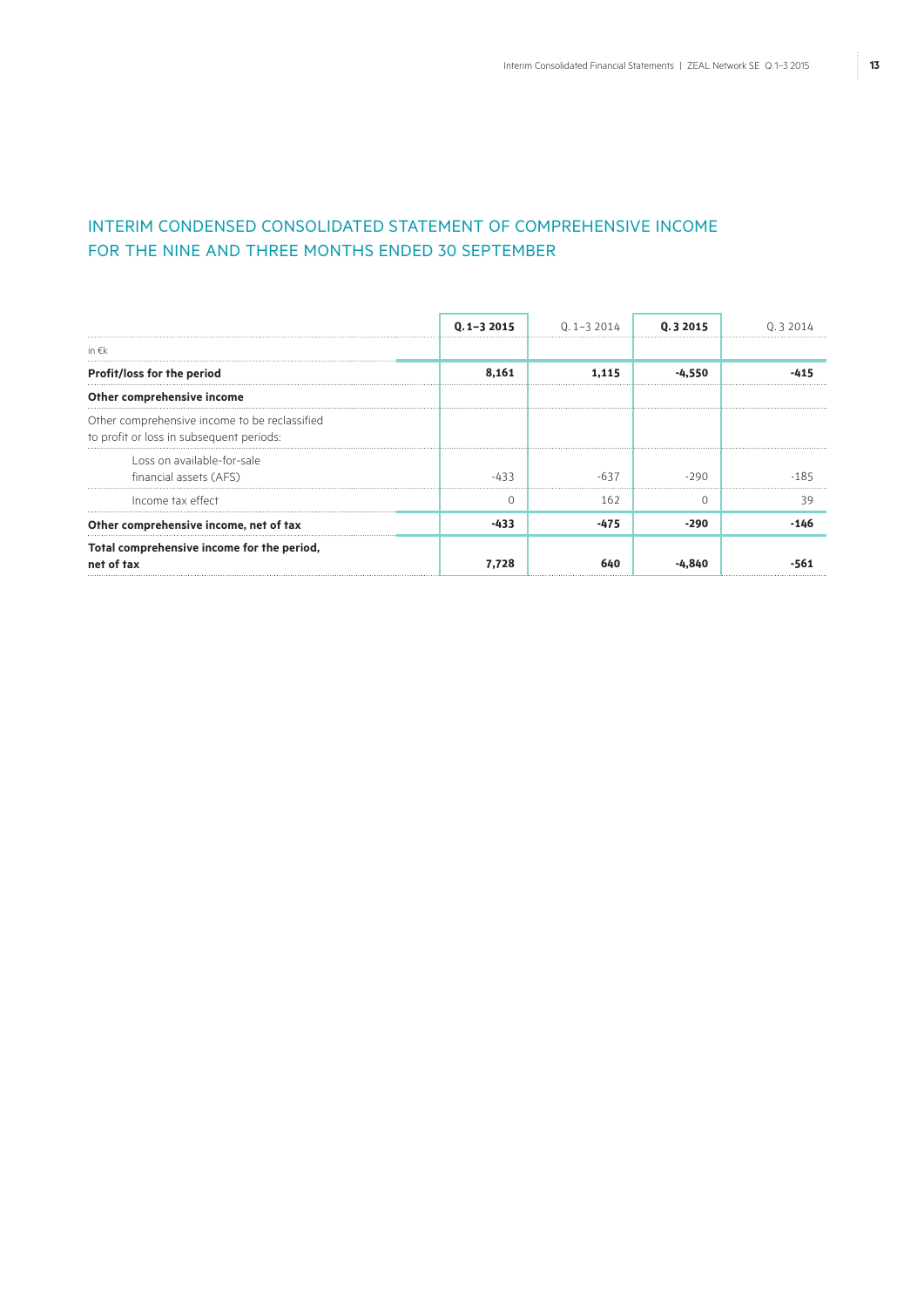## INTERIM CONDENSED CONSOLIDATED STATEMENT OF COMPREHENSIVE INCOME FOR THE NINE AND THREE MONTHS ENDED 30 SEPTEMBER

| in €k | **Q. 1–3 2015** | Q. 1–3 2014 | **Q. 3 2015** | Q. 3 2014 |
|---|---|---|---|---|
| **Profit/loss for the period** | **8,161** | **1,115** | **-4,550** | **-415** |
| **Other comprehensive income** | | | | |
| Other comprehensive income to be reclassified to profit or loss in subsequent periods: | | | | |
| Loss on available-for-sale financial assets (AFS) | -433 | -637 | -290 | -185 |
| Income tax effect | 0 | 162 | 0 | 39 |
| **Other comprehensive income, net of tax** | **-433** | **-475** | **-290** | **-146** |
| **Total comprehensive income for the period, net of tax** | **7,728** | **640** | **-4,840** | **-561** |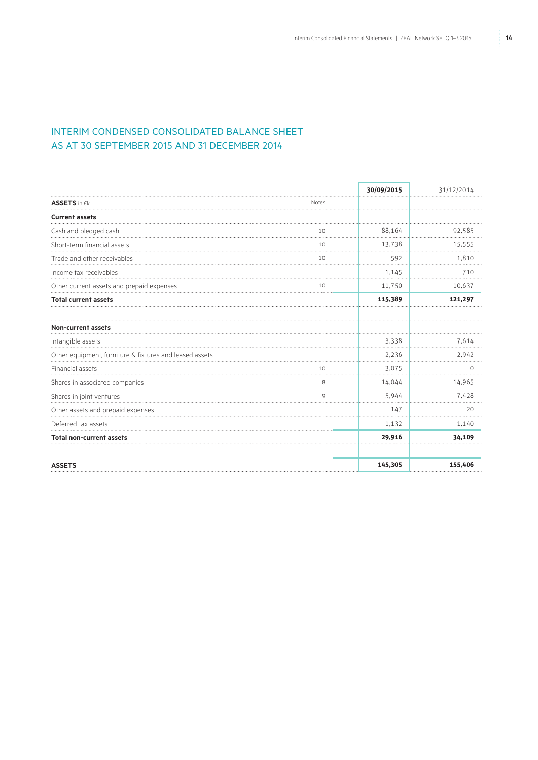# INTERIM CONDENSED CONSOLIDATED BALANCE SHEET AS AT 30 SEPTEMBER 2015 AND 31 DECEMBER 2014

| ASSETS in €k | Notes | 30/09/2015 | 31/12/2014 |
|---|---|---|---|
| **Current assets** | | | |
| Cash and pledged cash | 10 | 88,164 | 92,585 |
| Short-term financial assets | 10 | 13,738 | 15,555 |
| Trade and other receivables | 10 | 592 | 1,810 |
| Income tax receivables | | 1,145 | 710 |
| Other current assets and prepaid expenses | 10 | 11,750 | 10,637 |
| **Total current assets** | | **115,389** | **121,297** |
| | | | |
| **Non-current assets** | | | |
| Intangible assets | | 3,338 | 7,614 |
| Other equipment, furniture & fixtures and leased assets | | 2,236 | 2,942 |
| Financial assets | 10 | 3,075 | 0 |
| Shares in associated companies | 8 | 14,044 | 14,965 |
| Shares in joint ventures | 9 | 5,944 | 7,428 |
| Other assets and prepaid expenses | | 147 | 20 |
| Deferred tax assets | | 1,132 | 1,140 |
| **Total non-current assets** | | **29,916** | **34,109** |
| | | | |
| **ASSETS** | | **145,305** | **155,406** |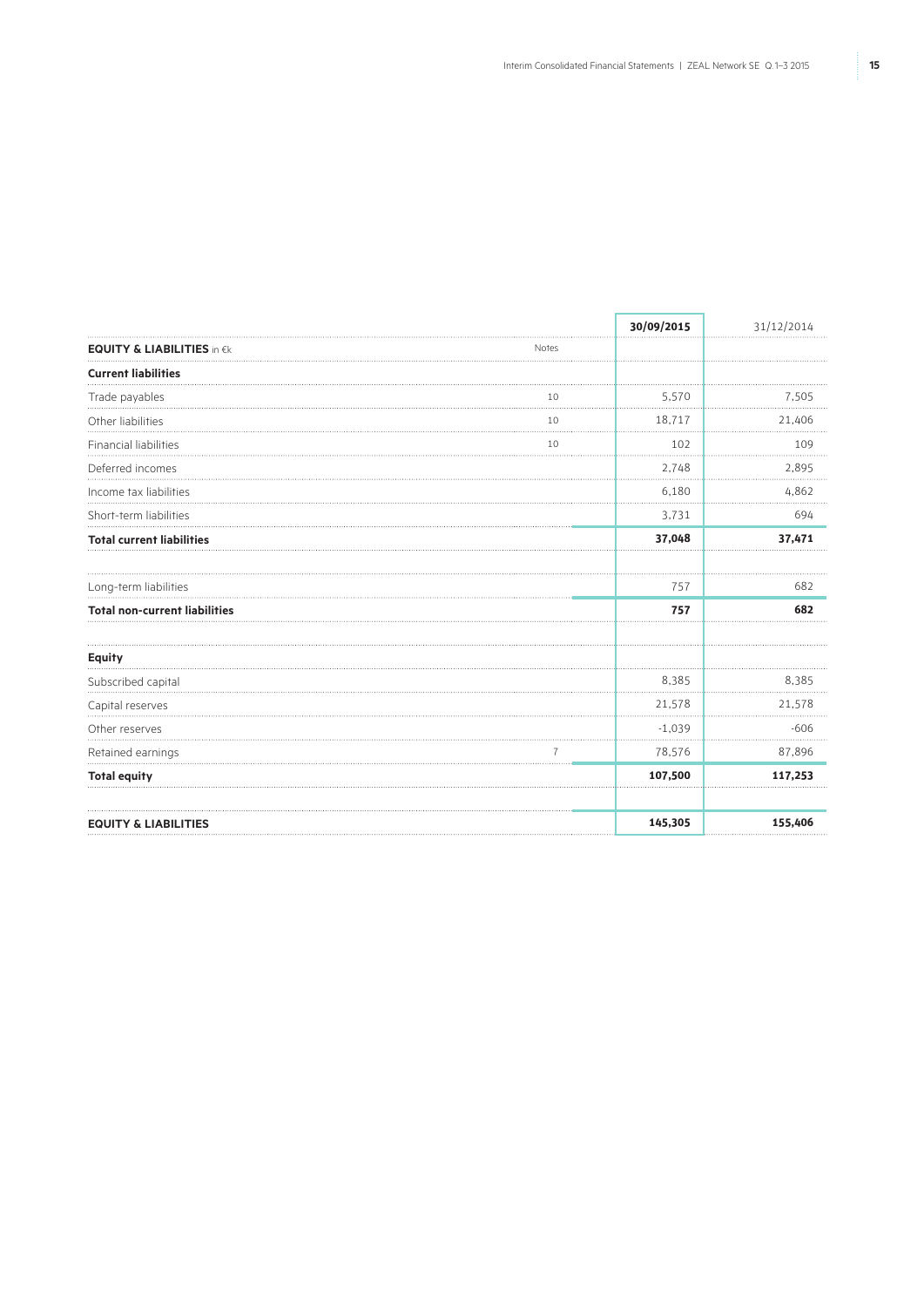| EQUITY & LIABILITIES in €k | Notes | 30/09/2015 | 31/12/2014 |
|---|---|---|---|
| **Current liabilities** | | | |
| Trade payables | 10 | 5,570 | 7,505 |
| Other liabilities | 10 | 18,717 | 21,406 |
| Financial liabilities | 10 | 102 | 109 |
| Deferred incomes | | 2,748 | 2,895 |
| Income tax liabilities | | 6,180 | 4,862 |
| Short-term liabilities | | 3,731 | 694 |
| **Total current liabilities** | | **37,048** | **37,471** |
| | | | |
| Long-term liabilities | | 757 | 682 |
| **Total non-current liabilities** | | **757** | **682** |
| | | | |
| **Equity** | | | |
| Subscribed capital | | 8,385 | 8,385 |
| Capital reserves | | 21,578 | 21,578 |
| Other reserves | | -1,039 | -606 |
| Retained earnings | 7 | 78,576 | 87,896 |
| **Total equity** | | **107,500** | **117,253** |
| | | | |
| **EQUITY & LIABILITIES** | | **145,305** | **155,406** |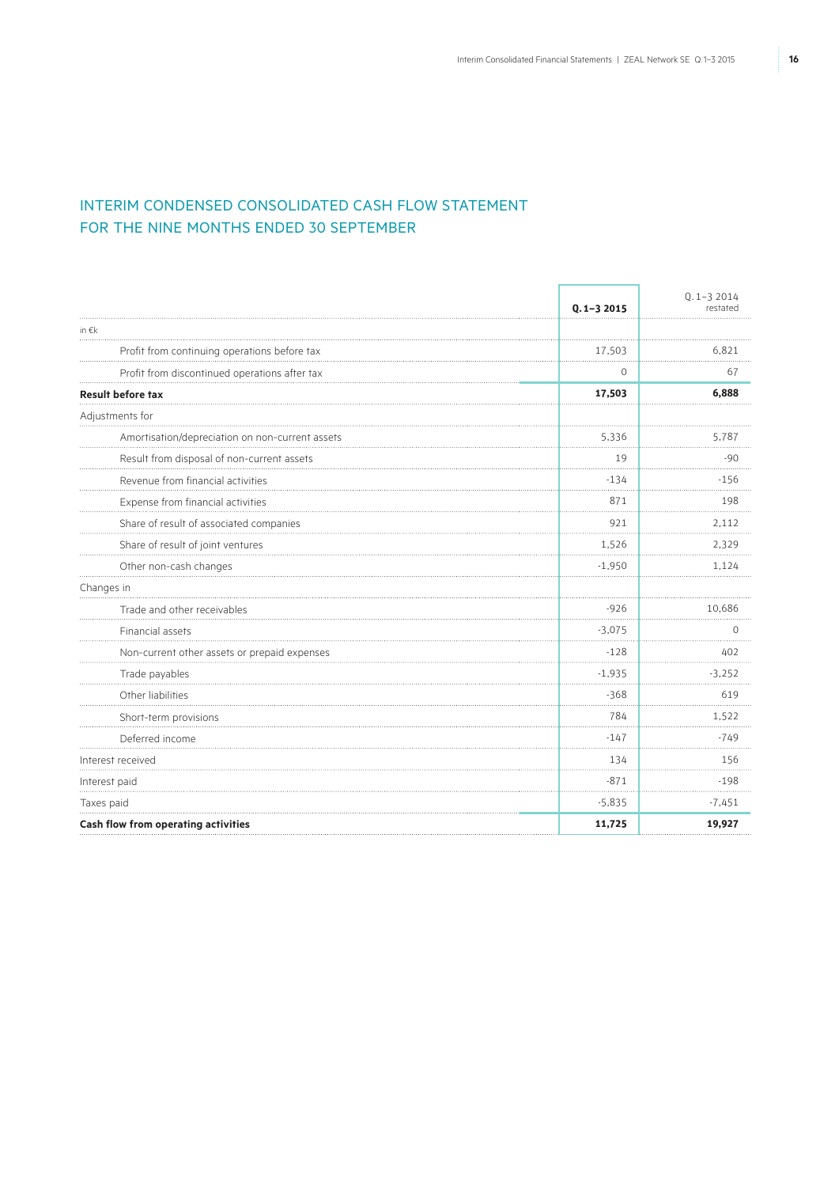## INTERIM CONDENSED CONSOLIDATED CASH FLOW STATEMENT FOR THE NINE MONTHS ENDED 30 SEPTEMBER

| | Q. 1–3 2015 | Q. 1–3 2014 restated |
|---|---|---|
| in €k | | |
| Profit from continuing operations before tax | 17,503 | 6,821 |
| Profit from discontinued operations after tax | 0 | 67 |
| **Result before tax** | **17,503** | **6,888** |
| Adjustments for | | |
| Amortisation/depreciation on non-current assets | 5,336 | 5,787 |
| Result from disposal of non-current assets | 19 | -90 |
| Revenue from financial activities | -134 | -156 |
| Expense from financial activities | 871 | 198 |
| Share of result of associated companies | 921 | 2,112 |
| Share of result of joint ventures | 1,526 | 2,329 |
| Other non-cash changes | -1,950 | 1,124 |
| Changes in | | |
| Trade and other receivables | -926 | 10,686 |
| Financial assets | -3,075 | 0 |
| Non-current other assets or prepaid expenses | -128 | 402 |
| Trade payables | -1,935 | -3,252 |
| Other liabilities | -368 | 619 |
| Short-term provisions | 784 | 1,522 |
| Deferred income | -147 | -749 |
| Interest received | 134 | 156 |
| Interest paid | -871 | -198 |
| Taxes paid | -5,835 | -7,451 |
| **Cash flow from operating activities** | **11,725** | **19,927** |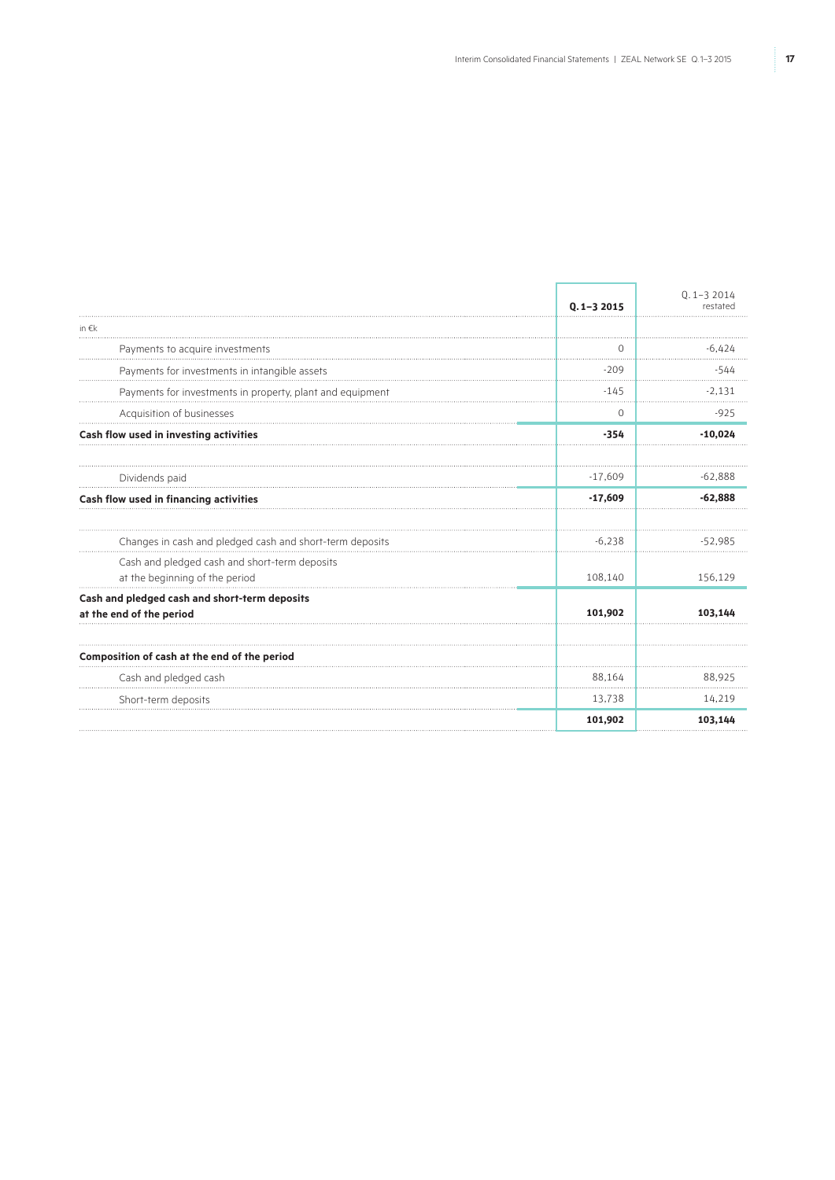| in €k | Q.1–3 2015 | Q.1–3 2014 restated |
|---|---|---|
| Payments to acquire investments | 0 | -6,424 |
| Payments for investments in intangible assets | -209 | -544 |
| Payments for investments in property, plant and equipment | -145 | -2,131 |
| Acquisition of businesses | 0 | -925 |
| **Cash flow used in investing activities** | **-354** | **-10,024** |
| | | |
| Dividends paid | -17,609 | -62,888 |
| **Cash flow used in financing activities** | **-17,609** | **-62,888** |
| | | |
| Changes in cash and pledged cash and short-term deposits | -6,238 | -52,985 |
| Cash and pledged cash and short-term deposits at the beginning of the period | 108,140 | 156,129 |
| **Cash and pledged cash and short-term deposits at the end of the period** | **101,902** | **103,144** |
| | | |
| **Composition of cash at the end of the period** | | |
| Cash and pledged cash | 88,164 | 88,925 |
| Short-term deposits | 13,738 | 14,219 |
| | **101,902** | **103,144** |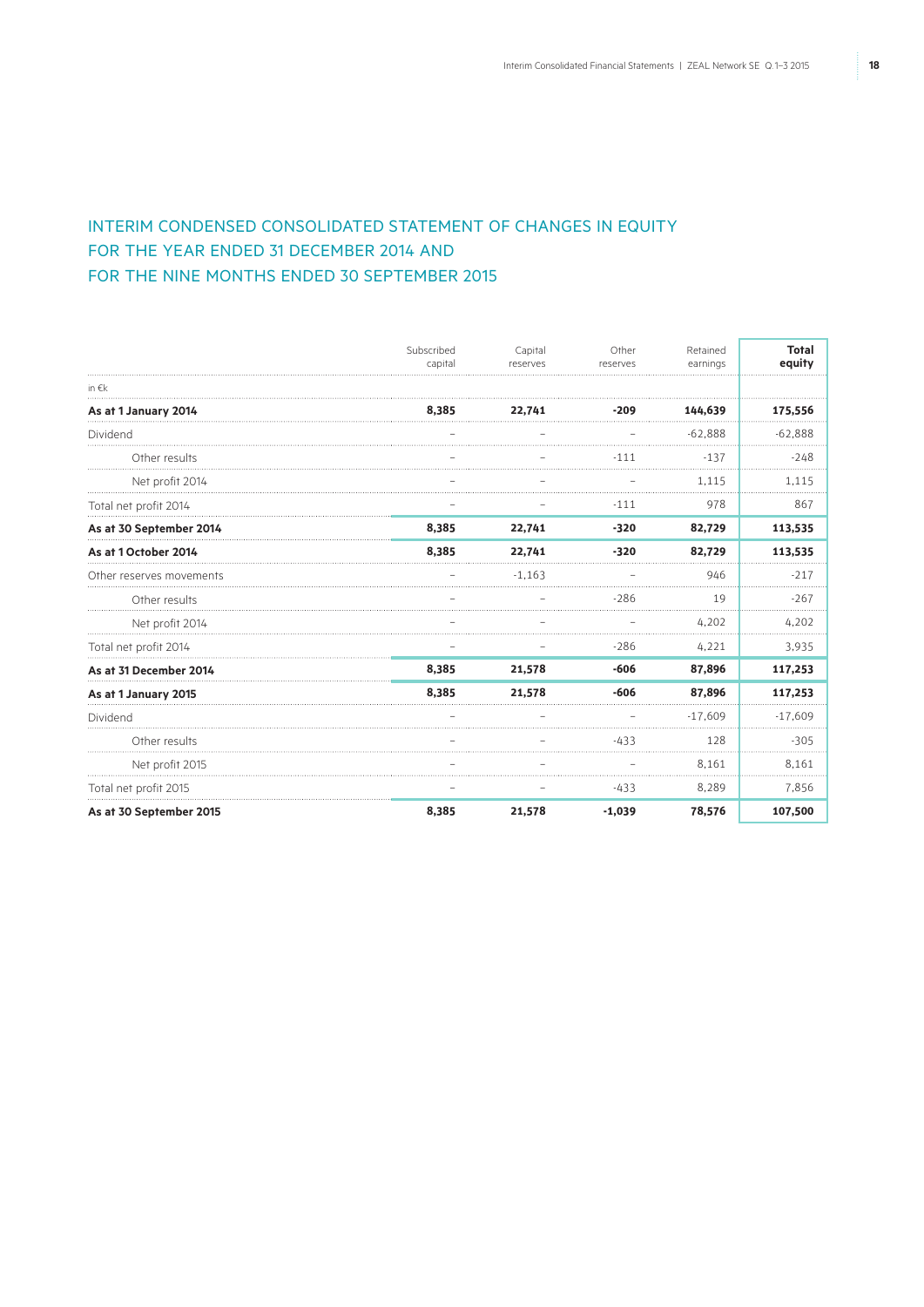# INTERIM CONDENSED CONSOLIDATED STATEMENT OF CHANGES IN EQUITY FOR THE YEAR ENDED 31 DECEMBER 2014 AND FOR THE NINE MONTHS ENDED 30 SEPTEMBER 2015

| | Subscribed capital | Capital reserves | Other reserves | Retained earnings | **Total equity** |
|---|---|---|---|---|---|
| in €k | | | | | |
| **As at 1 January 2014** | **8,385** | **22,741** | **-209** | **144,639** | **175,556** |
| Dividend | – | – | – | -62,888 | -62,888 |
| Other results | – | – | -111 | -137 | -248 |
| Net profit 2014 | – | – | – | 1,115 | 1,115 |
| Total net profit 2014 | – | – | -111 | 978 | 867 |
| **As at 30 September 2014** | **8,385** | **22,741** | **-320** | **82,729** | **113,535** |
| **As at 1 October 2014** | **8,385** | **22,741** | **-320** | **82,729** | **113,535** |
| Other reserves movements | – | -1,163 | – | 946 | -217 |
| Other results | – | – | -286 | 19 | -267 |
| Net profit 2014 | – | – | – | 4,202 | 4,202 |
| Total net profit 2014 | – | – | -286 | 4,221 | 3,935 |
| **As at 31 December 2014** | **8,385** | **21,578** | **-606** | **87,896** | **117,253** |
| **As at 1 January 2015** | **8,385** | **21,578** | **-606** | **87,896** | **117,253** |
| Dividend | – | – | – | -17,609 | -17,609 |
| Other results | – | – | -433 | 128 | -305 |
| Net profit 2015 | – | – | – | 8,161 | 8,161 |
| Total net profit 2015 | – | – | -433 | 8,289 | 7,856 |
| **As at 30 September 2015** | **8,385** | **21,578** | **-1,039** | **78,576** | **107,500** |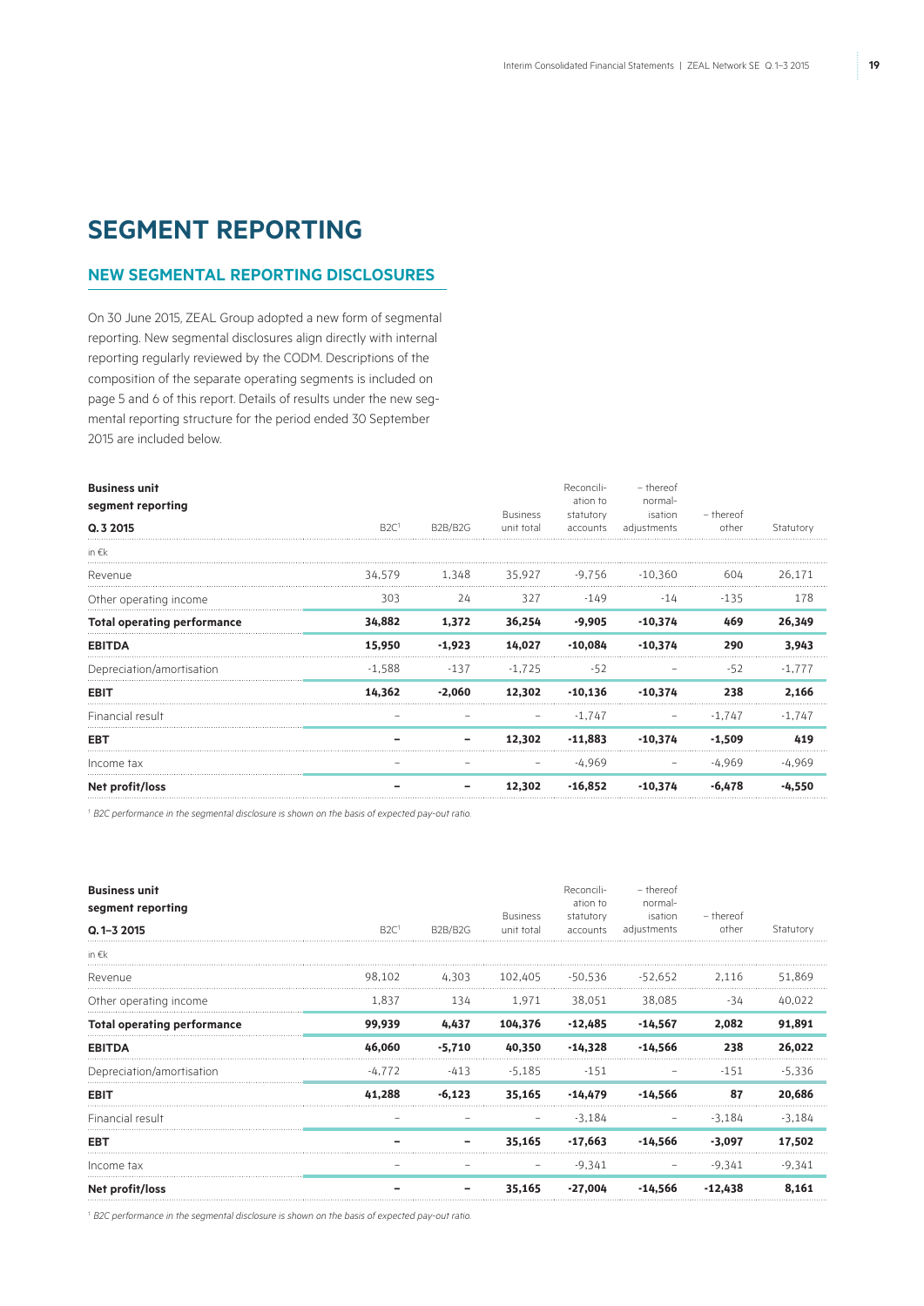# SEGMENT REPORTING

## NEW SEGMENTAL REPORTING DISCLOSURES

On 30 June 2015, ZEAL Group adopted a new form of segmental reporting. New segmental disclosures align directly with internal reporting regularly reviewed by the CODM. Descriptions of the composition of the separate operating segments is included on page 5 and 6 of this report. Details of results under the new segmental reporting structure for the period ended 30 September 2015 are included below.

| **Business unit segment reporting Q. 3 2015** | B2C[1] | B2B/B2G | Business unit total | Reconciliation to statutory accounts | – thereof normalisation adjustments | – thereof other | Statutory |
|---|---|---|---|---|---|---|---|
| in €k | | | | | | | |
| Revenue | 34,579 | 1,348 | 35,927 | -9,756 | -10,360 | 604 | 26,171 |
| Other operating income | 303 | 24 | 327 | -149 | -14 | -135 | 178 |
| **Total operating performance** | **34,882** | **1,372** | **36,254** | **-9,905** | **-10,374** | **469** | **26,349** |
| **EBITDA** | **15,950** | **-1,923** | **14,027** | **-10,084** | **-10,374** | **290** | **3,943** |
| Depreciation/amortisation | -1,588 | -137 | -1,725 | -52 | – | -52 | -1,777 |
| **EBIT** | **14,362** | **-2,060** | **12,302** | **-10,136** | **-10,374** | **238** | **2,166** |
| Financial result | – | – | – | -1,747 | – | -1,747 | -1,747 |
| **EBT** | **–** | **–** | **12,302** | **-11,883** | **-10,374** | **-1,509** | **419** |
| Income tax | – | – | – | -4,969 | – | -4,969 | -4,969 |
| **Net profit/loss** | **–** | **–** | **12,302** | **-16,852** | **-10,374** | **-6,478** | **-4,550** |

[1] *B2C performance in the segmental disclosure is shown on the basis of expected pay-out ratio.*

| **Business unit segment reporting Q. 1–3 2015** | B2C[1] | B2B/B2G | Business unit total | Reconciliation to statutory accounts | – thereof normalisation adjustments | – thereof other | Statutory |
|---|---|---|---|---|---|---|---|
| in €k | | | | | | | |
| Revenue | 98,102 | 4,303 | 102,405 | -50,536 | -52,652 | 2,116 | 51,869 |
| Other operating income | 1,837 | 134 | 1,971 | 38,051 | 38,085 | -34 | 40,022 |
| **Total operating performance** | **99,939** | **4,437** | **104,376** | **-12,485** | **-14,567** | **2,082** | **91,891** |
| **EBITDA** | **46,060** | **-5,710** | **40,350** | **-14,328** | **-14,566** | **238** | **26,022** |
| Depreciation/amortisation | -4,772 | -413 | -5,185 | -151 | – | -151 | -5,336 |
| **EBIT** | **41,288** | **-6,123** | **35,165** | **-14,479** | **-14,566** | **87** | **20,686** |
| Financial result | – | – | – | -3,184 | – | -3,184 | -3,184 |
| **EBT** | **–** | **–** | **35,165** | **-17,663** | **-14,566** | **-3,097** | **17,502** |
| Income tax | – | – | – | -9,341 | – | -9,341 | -9,341 |
| **Net profit/loss** | **–** | **–** | **35,165** | **-27,004** | **-14,566** | **-12,438** | **8,161** |

[1] *B2C performance in the segmental disclosure is shown on the basis of expected pay-out ratio.*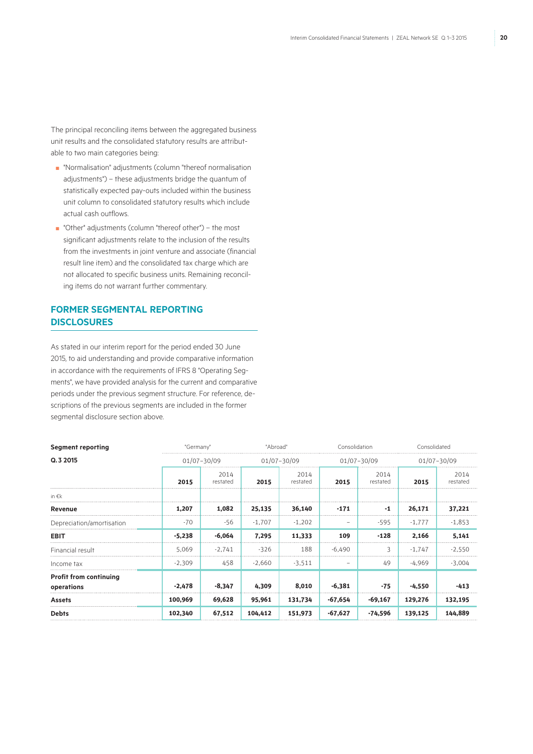The principal reconciling items between the aggregated business unit results and the consolidated statutory results are attributable to two main categories being:

- "Normalisation" adjustments (column "thereof normalisation adjustments") – these adjustments bridge the quantum of statistically expected pay-outs included within the business unit column to consolidated statutory results which include actual cash outflows.
- "Other" adjustments (column "thereof other") – the most significant adjustments relate to the inclusion of the results from the investments in joint venture and associate (financial result line item) and the consolidated tax charge which are not allocated to specific business units. Remaining reconciling items do not warrant further commentary.

## FORMER SEGMENTAL REPORTING DISCLOSURES

As stated in our interim report for the period ended 30 June 2015, to aid understanding and provide comparative information in accordance with the requirements of IFRS 8 "Operating Segments", we have provided analysis for the current and comparative periods under the previous segment structure. For reference, descriptions of the previous segments are included in the former segmental disclosure section above.

| **Segment reporting** | "Germany" | | "Abroad" | | Consolidation | | Consolidated | |
|---|---|---|---|---|---|---|---|---|
| **Q. 3 2015** | 01/07–30/09 | | 01/07–30/09 | | 01/07–30/09 | | 01/07–30/09 | |
| | **2015** | 2014 restated | **2015** | 2014 restated | **2015** | 2014 restated | **2015** | 2014 restated |
| in €k | | | | | | | | |
| **Revenue** | **1,207** | **1,082** | **25,135** | **36,140** | **-171** | **-1** | **26,171** | **37,221** |
| Depreciation/amortisation | -70 | -56 | -1,707 | -1,202 | – | -595 | -1,777 | -1,853 |
| **EBIT** | **-5,238** | **-6,064** | **7,295** | **11,333** | **109** | **-128** | **2,166** | **5,141** |
| Financial result | 5,069 | -2,741 | -326 | 188 | -6,490 | 3 | -1,747 | -2,550 |
| Income tax | -2,309 | 458 | -2,660 | -3,511 | – | 49 | -4,969 | -3,004 |
| **Profit from continuing operations** | **-2,478** | **-8,347** | **4,309** | **8,010** | **-6,381** | **-75** | **-4,550** | **-413** |
| **Assets** | **100,969** | **69,628** | **95,961** | **131,734** | **-67,654** | **-69,167** | **129,276** | **132,195** |
| **Debts** | **102,340** | **67,512** | **104,412** | **151,973** | **-67,627** | **-74,596** | **139,125** | **144,889** |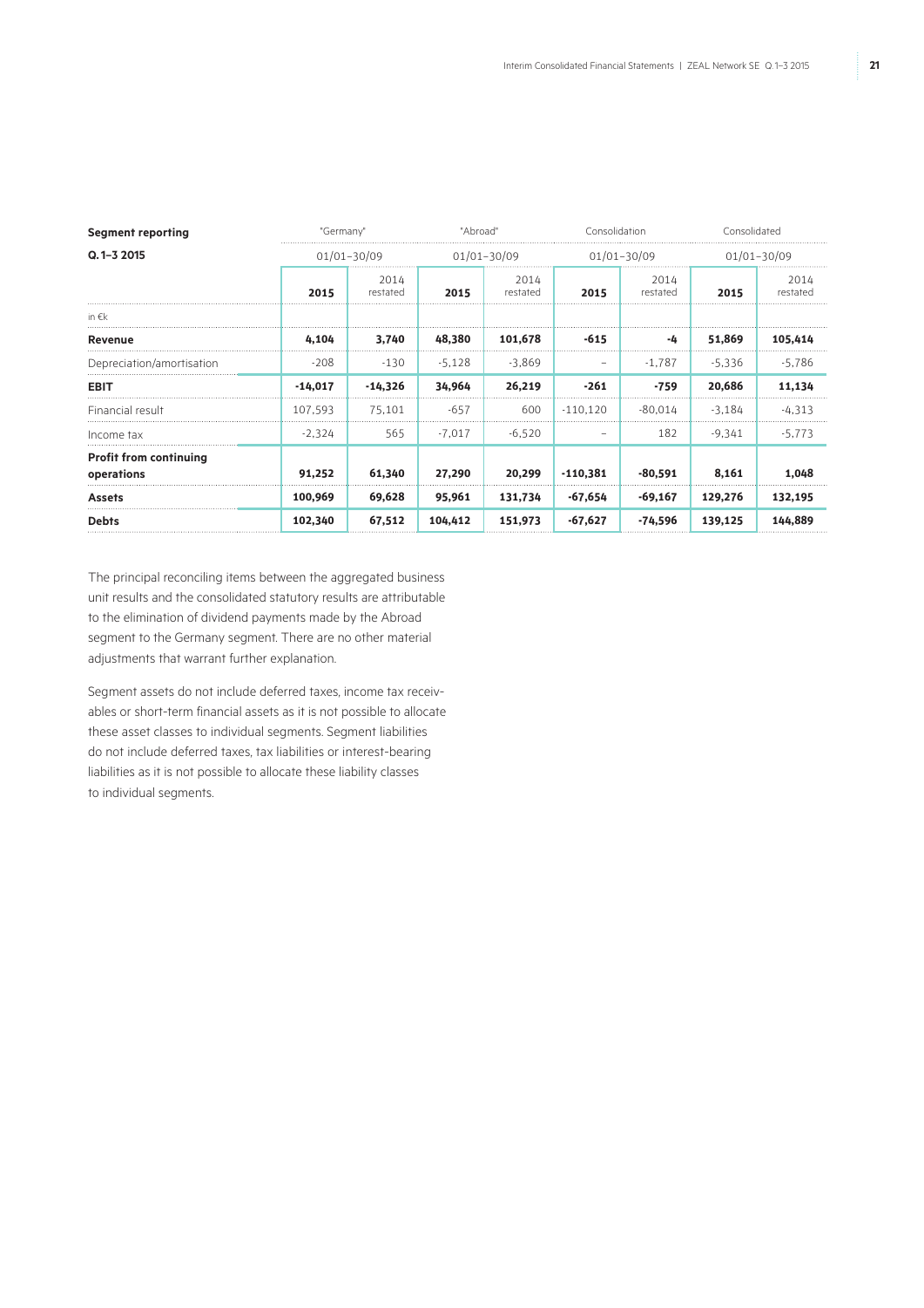| **Segment reporting** | "Germany" | | "Abroad" | | Consolidation | | Consolidated | |
|---|---|---|---|---|---|---|---|---|
| **Q. 1–3 2015** | 01/01–30/09 | | 01/01–30/09 | | 01/01–30/09 | | 01/01–30/09 | |
| | **2015** | 2014 restated | **2015** | 2014 restated | **2015** | 2014 restated | **2015** | 2014 restated |
| in €k | | | | | | | | |
| **Revenue** | **4,104** | **3,740** | **48,380** | **101,678** | **-615** | **-4** | **51,869** | **105,414** |
| Depreciation/amortisation | -208 | -130 | -5,128 | -3,869 | – | -1,787 | -5,336 | -5,786 |
| **EBIT** | **-14,017** | **-14,326** | **34,964** | **26,219** | **-261** | **-759** | **20,686** | **11,134** |
| Financial result | 107,593 | 75,101 | -657 | 600 | -110,120 | -80,014 | -3,184 | -4,313 |
| Income tax | -2,324 | 565 | -7,017 | -6,520 | – | 182 | -9,341 | -5,773 |
| **Profit from continuing operations** | **91,252** | **61,340** | **27,290** | **20,299** | **-110,381** | **-80,591** | **8,161** | **1,048** |
| **Assets** | **100,969** | **69,628** | **95,961** | **131,734** | **-67,654** | **-69,167** | **129,276** | **132,195** |
| **Debts** | **102,340** | **67,512** | **104,412** | **151,973** | **-67,627** | **-74,596** | **139,125** | **144,889** |

The principal reconciling items between the aggregated business unit results and the consolidated statutory results are attributable to the elimination of dividend payments made by the Abroad segment to the Germany segment. There are no other material adjustments that warrant further explanation.

Segment assets do not include deferred taxes, income tax receivables or short-term financial assets as it is not possible to allocate these asset classes to individual segments. Segment liabilities do not include deferred taxes, tax liabilities or interest-bearing liabilities as it is not possible to allocate these liability classes to individual segments.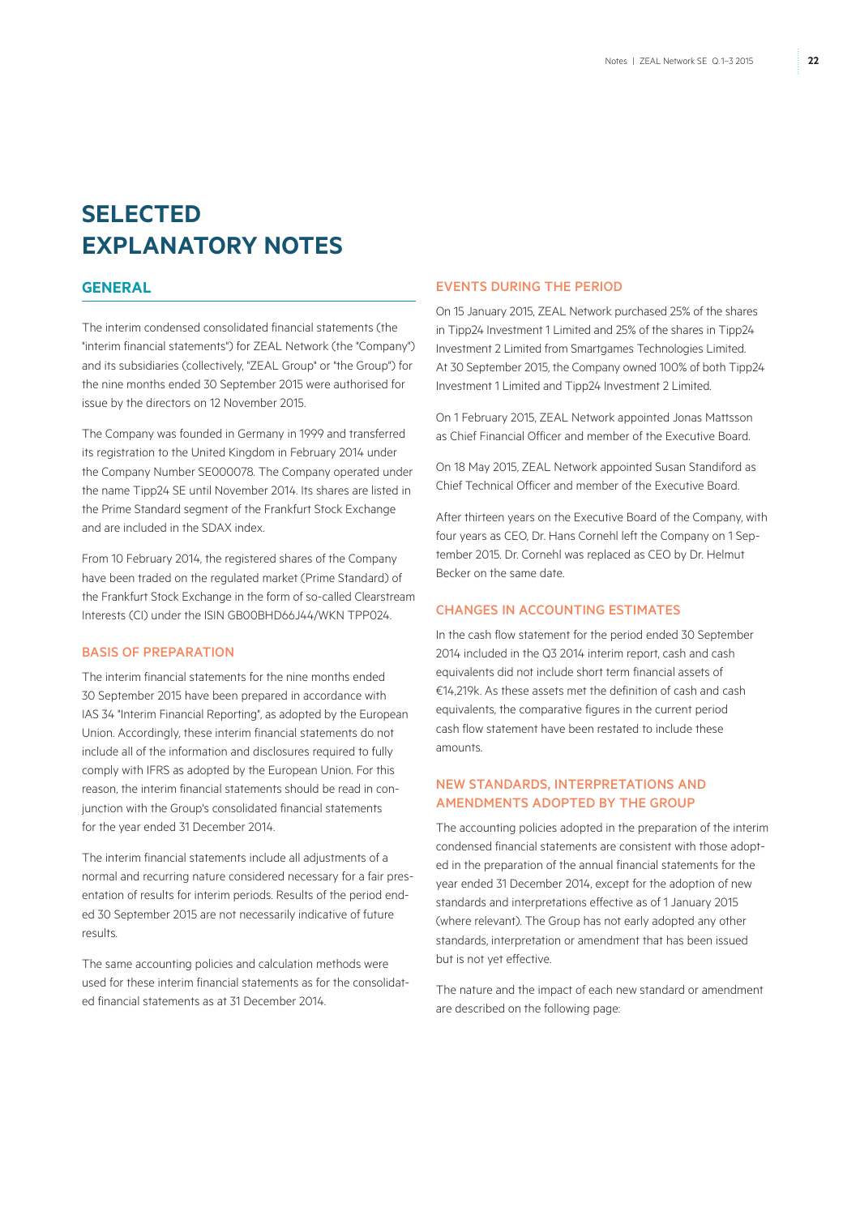# SELECTED EXPLANATORY NOTES

## GENERAL

The interim condensed consolidated financial statements (the "interim financial statements") for ZEAL Network (the "Company") and its subsidiaries (collectively, "ZEAL Group" or "the Group") for the nine months ended 30 September 2015 were authorised for issue by the directors on 12 November 2015.

The Company was founded in Germany in 1999 and transferred its registration to the United Kingdom in February 2014 under the Company Number SE000078. The Company operated under the name Tipp24 SE until November 2014. Its shares are listed in the Prime Standard segment of the Frankfurt Stock Exchange and are included in the SDAX index.

From 10 February 2014, the registered shares of the Company have been traded on the regulated market (Prime Standard) of the Frankfurt Stock Exchange in the form of so-called Clearstream Interests (CI) under the ISIN GB00BHD66J44/WKN TPP024.

### BASIS OF PREPARATION

The interim financial statements for the nine months ended 30 September 2015 have been prepared in accordance with IAS 34 "Interim Financial Reporting", as adopted by the European Union. Accordingly, these interim financial statements do not include all of the information and disclosures required to fully comply with IFRS as adopted by the European Union. For this reason, the interim financial statements should be read in conjunction with the Group's consolidated financial statements for the year ended 31 December 2014.

The interim financial statements include all adjustments of a normal and recurring nature considered necessary for a fair presentation of results for interim periods. Results of the period ended 30 September 2015 are not necessarily indicative of future results.

The same accounting policies and calculation methods were used for these interim financial statements as for the consolidated financial statements as at 31 December 2014.

### EVENTS DURING THE PERIOD

On 15 January 2015, ZEAL Network purchased 25% of the shares in Tipp24 Investment 1 Limited and 25% of the shares in Tipp24 Investment 2 Limited from Smartgames Technologies Limited. At 30 September 2015, the Company owned 100% of both Tipp24 Investment 1 Limited and Tipp24 Investment 2 Limited.

On 1 February 2015, ZEAL Network appointed Jonas Mattsson as Chief Financial Officer and member of the Executive Board.

On 18 May 2015, ZEAL Network appointed Susan Standiford as Chief Technical Officer and member of the Executive Board.

After thirteen years on the Executive Board of the Company, with four years as CEO, Dr. Hans Cornehl left the Company on 1 September 2015. Dr. Cornehl was replaced as CEO by Dr. Helmut Becker on the same date.

### CHANGES IN ACCOUNTING ESTIMATES

In the cash flow statement for the period ended 30 September 2014 included in the Q3 2014 interim report, cash and cash equivalents did not include short term financial assets of €14,219k. As these assets met the definition of cash and cash equivalents, the comparative figures in the current period cash flow statement have been restated to include these amounts.

### NEW STANDARDS, INTERPRETATIONS AND AMENDMENTS ADOPTED BY THE GROUP

The accounting policies adopted in the preparation of the interim condensed financial statements are consistent with those adopted in the preparation of the annual financial statements for the year ended 31 December 2014, except for the adoption of new standards and interpretations effective as of 1 January 2015 (where relevant). The Group has not early adopted any other standards, interpretation or amendment that has been issued but is not yet effective.

The nature and the impact of each new standard or amendment are described on the following page: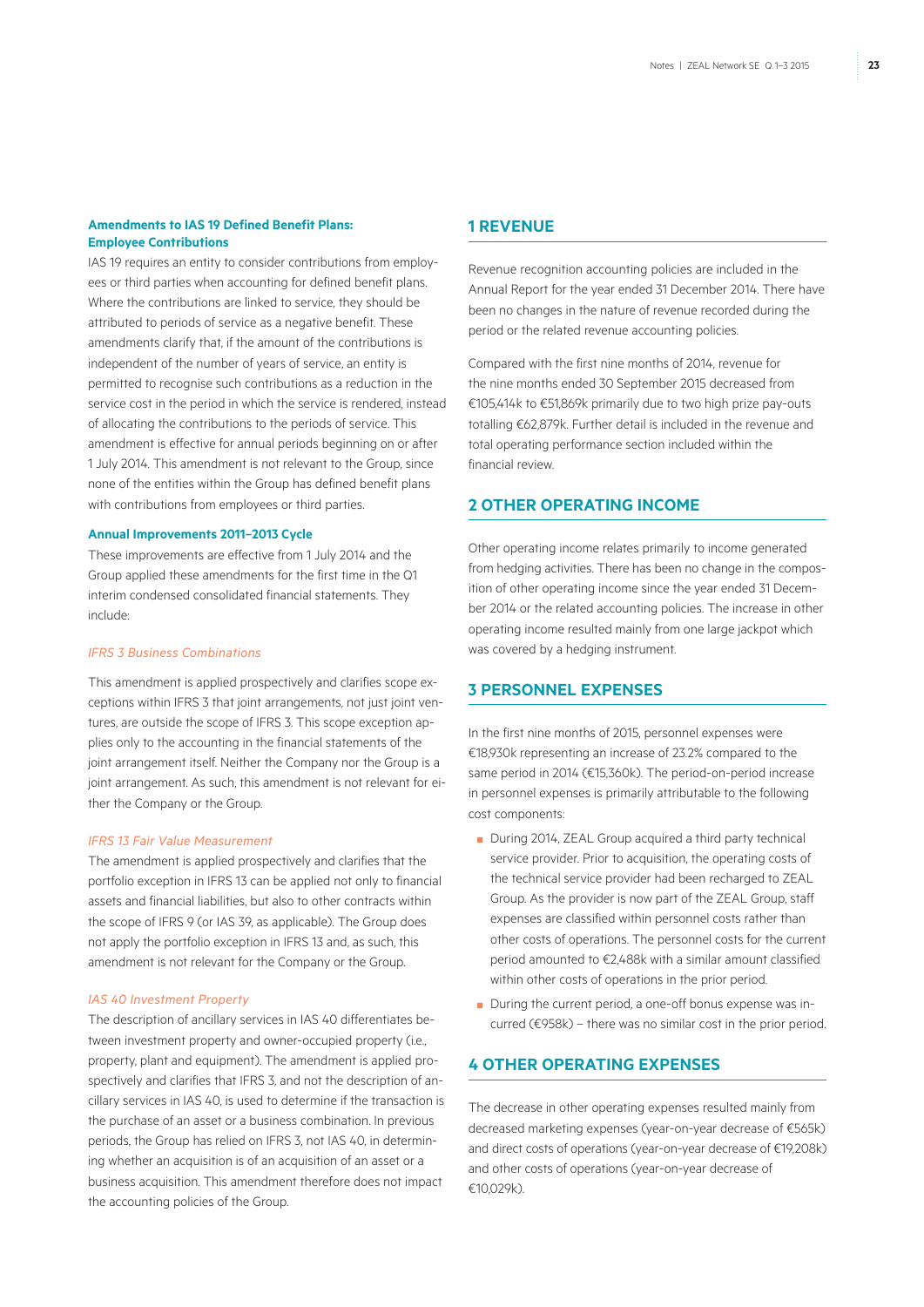### Amendments to IAS 19 Defined Benefit Plans: Employee Contributions

IAS 19 requires an entity to consider contributions from employees or third parties when accounting for defined benefit plans. Where the contributions are linked to service, they should be attributed to periods of service as a negative benefit. These amendments clarify that, if the amount of the contributions is independent of the number of years of service, an entity is permitted to recognise such contributions as a reduction in the service cost in the period in which the service is rendered, instead of allocating the contributions to the periods of service. This amendment is effective for annual periods beginning on or after 1 July 2014. This amendment is not relevant to the Group, since none of the entities within the Group has defined benefit plans with contributions from employees or third parties.

### Annual Improvements 2011–2013 Cycle

These improvements are effective from 1 July 2014 and the Group applied these amendments for the first time in the Q1 interim condensed consolidated financial statements. They include:

*IFRS 3 Business Combinations*

This amendment is applied prospectively and clarifies scope exceptions within IFRS 3 that joint arrangements, not just joint ventures, are outside the scope of IFRS 3. This scope exception applies only to the accounting in the financial statements of the joint arrangement itself. Neither the Company nor the Group is a joint arrangement. As such, this amendment is not relevant for either the Company or the Group.

*IFRS 13 Fair Value Measurement*

The amendment is applied prospectively and clarifies that the portfolio exception in IFRS 13 can be applied not only to financial assets and financial liabilities, but also to other contracts within the scope of IFRS 9 (or IAS 39, as applicable). The Group does not apply the portfolio exception in IFRS 13 and, as such, this amendment is not relevant for the Company or the Group.

*IAS 40 Investment Property*

The description of ancillary services in IAS 40 differentiates between investment property and owner-occupied property (i.e., property, plant and equipment). The amendment is applied prospectively and clarifies that IFRS 3, and not the description of ancillary services in IAS 40, is used to determine if the transaction is the purchase of an asset or a business combination. In previous periods, the Group has relied on IFRS 3, not IAS 40, in determining whether an acquisition is of an acquisition of an asset or a business acquisition. This amendment therefore does not impact the accounting policies of the Group.

## 1 REVENUE

Revenue recognition accounting policies are included in the Annual Report for the year ended 31 December 2014. There have been no changes in the nature of revenue recorded during the period or the related revenue accounting policies.

Compared with the first nine months of 2014, revenue for the nine months ended 30 September 2015 decreased from €105,414k to €51,869k primarily due to two high prize pay-outs totalling €62,879k. Further detail is included in the revenue and total operating performance section included within the financial review.

## 2 OTHER OPERATING INCOME

Other operating income relates primarily to income generated from hedging activities. There has been no change in the composition of other operating income since the year ended 31 December 2014 or the related accounting policies. The increase in other operating income resulted mainly from one large jackpot which was covered by a hedging instrument.

## 3 PERSONNEL EXPENSES

In the first nine months of 2015, personnel expenses were €18,930k representing an increase of 23.2% compared to the same period in 2014 (€15,360k). The period-on-period increase in personnel expenses is primarily attributable to the following cost components:

- During 2014, ZEAL Group acquired a third party technical service provider. Prior to acquisition, the operating costs of the technical service provider had been recharged to ZEAL Group. As the provider is now part of the ZEAL Group, staff expenses are classified within personnel costs rather than other costs of operations. The personnel costs for the current period amounted to €2,488k with a similar amount classified within other costs of operations in the prior period.
- During the current period, a one-off bonus expense was incurred (€958k) – there was no similar cost in the prior period.

## 4 OTHER OPERATING EXPENSES

The decrease in other operating expenses resulted mainly from decreased marketing expenses (year-on-year decrease of €565k) and direct costs of operations (year-on-year decrease of €19,208k) and other costs of operations (year-on-year decrease of €10,029k).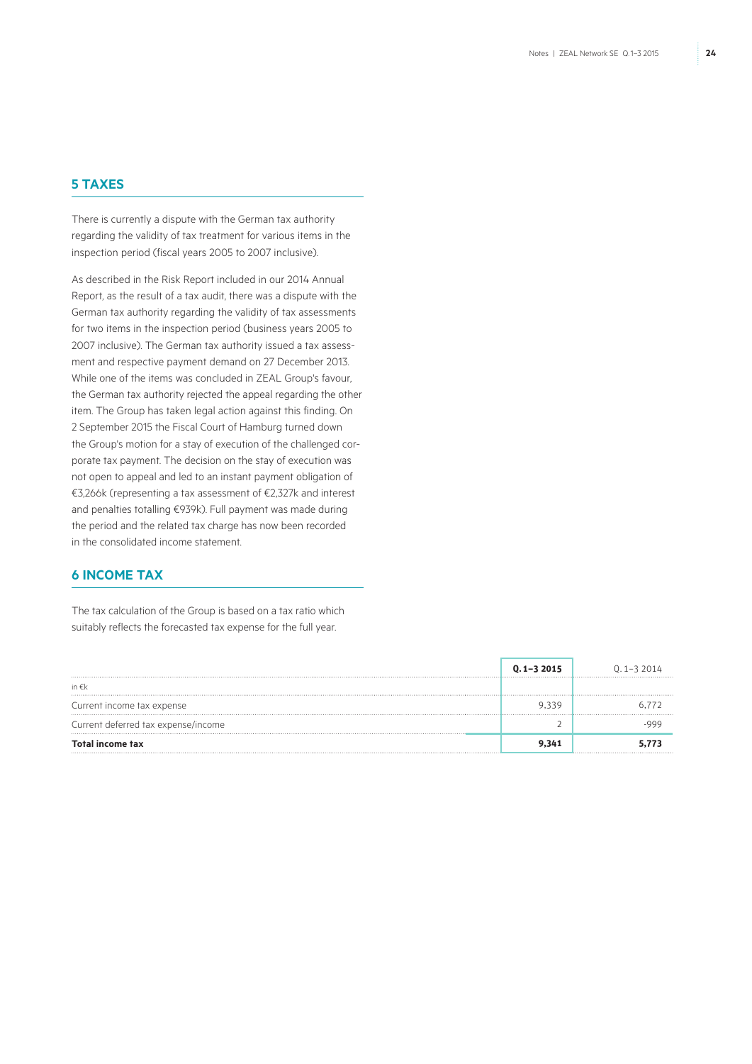## 5 TAXES

There is currently a dispute with the German tax authority regarding the validity of tax treatment for various items in the inspection period (fiscal years 2005 to 2007 inclusive).

As described in the Risk Report included in our 2014 Annual Report, as the result of a tax audit, there was a dispute with the German tax authority regarding the validity of tax assessments for two items in the inspection period (business years 2005 to 2007 inclusive). The German tax authority issued a tax assessment and respective payment demand on 27 December 2013. While one of the items was concluded in ZEAL Group's favour, the German tax authority rejected the appeal regarding the other item. The Group has taken legal action against this finding. On 2 September 2015 the Fiscal Court of Hamburg turned down the Group's motion for a stay of execution of the challenged corporate tax payment. The decision on the stay of execution was not open to appeal and led to an instant payment obligation of €3,266k (representing a tax assessment of €2,327k and interest and penalties totalling €939k). Full payment was made during the period and the related tax charge has now been recorded in the consolidated income statement.

## 6 INCOME TAX

The tax calculation of the Group is based on a tax ratio which suitably reflects the forecasted tax expense for the full year.

| | **Q. 1–3 2015** | Q. 1–3 2014 |
|---|---|---|
| in €k | | |
| Current income tax expense | 9,339 | 6,772 |
| Current deferred tax expense/income | 2 | -999 |
| **Total income tax** | **9,341** | **5,773** |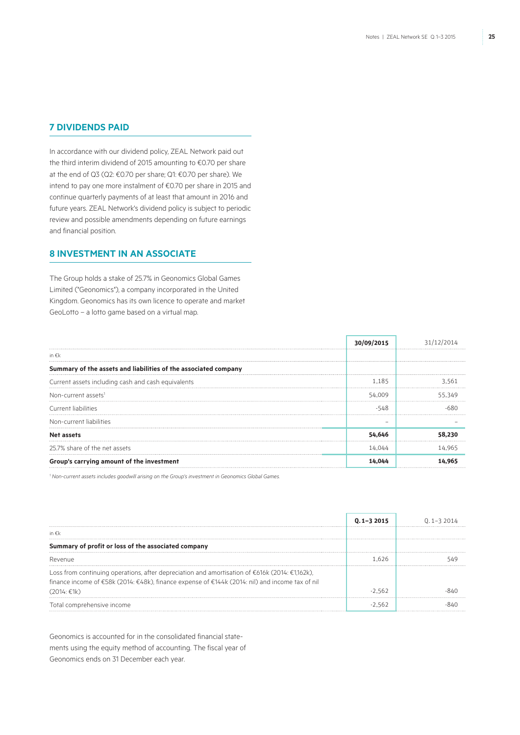## 7 DIVIDENDS PAID

In accordance with our dividend policy, ZEAL Network paid out the third interim dividend of 2015 amounting to €0.70 per share at the end of Q3 (Q2: €0.70 per share; Q1: €0.70 per share). We intend to pay one more instalment of €0.70 per share in 2015 and continue quarterly payments of at least that amount in 2016 and future years. ZEAL Network's dividend policy is subject to periodic review and possible amendments depending on future earnings and financial position.

## 8 INVESTMENT IN AN ASSOCIATE

The Group holds a stake of 25.7% in Geonomics Global Games Limited ("Geonomics"), a company incorporated in the United Kingdom. Geonomics has its own licence to operate and market GeoLotto – a lotto game based on a virtual map.

| | **30/09/2015** | 31/12/2014 |
|---|---|---|
| in €k | | |
| **Summary of the assets and liabilities of the associated company** | | |
| Current assets including cash and cash equivalents | 1,185 | 3,561 |
| Non-current assets[1] | 54,009 | 55,349 |
| Current liabilities | -548 | -680 |
| Non-current liabilities | – | – |
| **Net assets** | **54,646** | **58,230** |
| 25.7% share of the net assets | 14,044 | 14,965 |
| **Group's carrying amount of the investment** | **14,044** | **14,965** |

[1] *Non-current assets includes goodwill arising on the Group's investment in Geonomics Global Games.*

| | **Q. 1–3 2015** | Q. 1–3 2014 |
|---|---|---|
| in €k | | |
| **Summary of profit or loss of the associated company** | | |
| Revenue | 1,626 | 549 |
| Loss from continuing operations, after depreciation and amortisation of €616k (2014: €1,162k), finance income of €58k (2014: €48k), finance expense of €144k (2014: nil) and income tax of nil (2014: €1k) | -2,562 | -840 |
| Total comprehensive income | -2,562 | -840 |

Geonomics is accounted for in the consolidated financial statements using the equity method of accounting. The fiscal year of Geonomics ends on 31 December each year.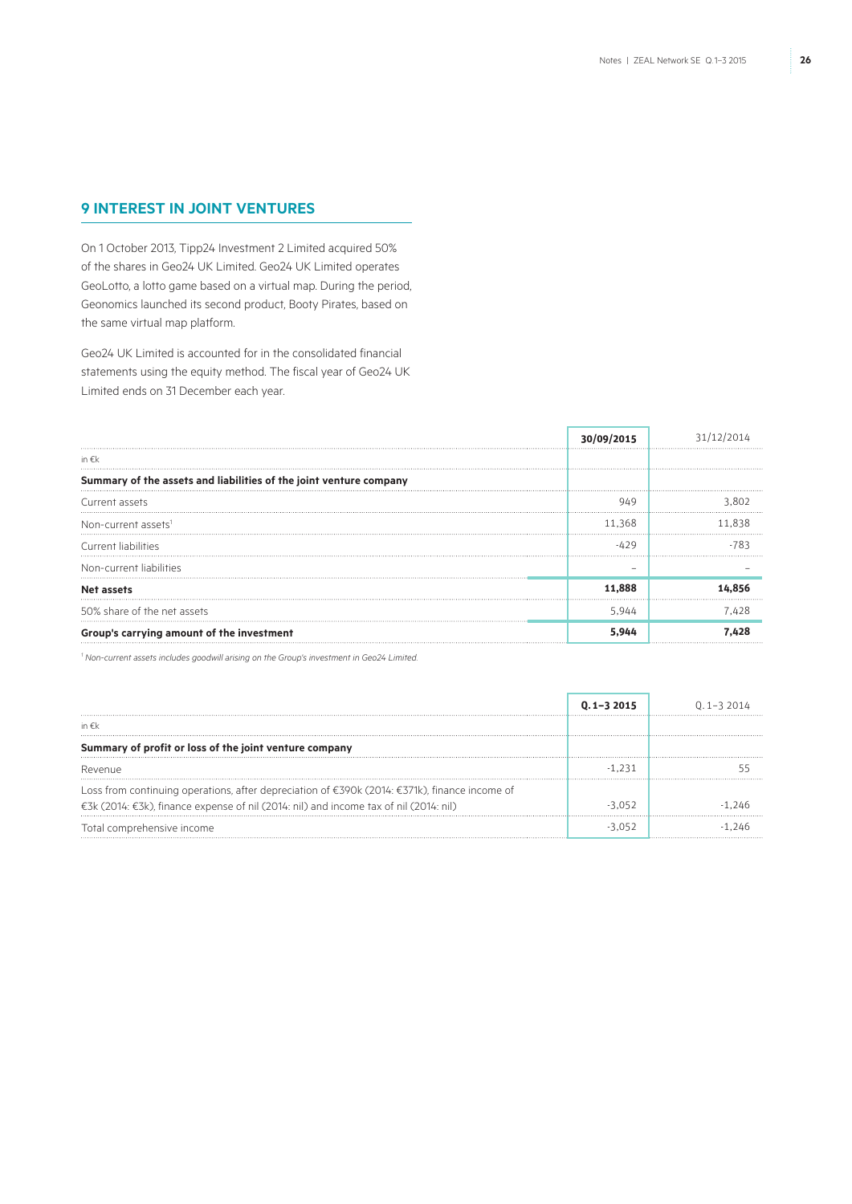## 9 INTEREST IN JOINT VENTURES

On 1 October 2013, Tipp24 Investment 2 Limited acquired 50% of the shares in Geo24 UK Limited. Geo24 UK Limited operates GeoLotto, a lotto game based on a virtual map. During the period, Geonomics launched its second product, Booty Pirates, based on the same virtual map platform.

Geo24 UK Limited is accounted for in the consolidated financial statements using the equity method. The fiscal year of Geo24 UK Limited ends on 31 December each year.

| | **30/09/2015** | 31/12/2014 |
|---|---|---|
| in €k | | |
| **Summary of the assets and liabilities of the joint venture company** | | |
| Current assets | 949 | 3,802 |
| Non-current assets[1] | 11,368 | 11,838 |
| Current liabilities | -429 | -783 |
| Non-current liabilities | – | – |
| **Net assets** | **11,888** | **14,856** |
| 50% share of the net assets | 5,944 | 7,428 |
| **Group's carrying amount of the investment** | **5,944** | **7,428** |

[1] *Non-current assets includes goodwill arising on the Group's investment in Geo24 Limited.*

| | **Q. 1–3 2015** | Q. 1–3 2014 |
|---|---|---|
| in €k | | |
| **Summary of profit or loss of the joint venture company** | | |
| Revenue | -1,231 | 55 |
| Loss from continuing operations, after depreciation of €390k (2014: €371k), finance income of €3k (2014: €3k), finance expense of nil (2014: nil) and income tax of nil (2014: nil) | -3,052 | -1,246 |
| Total comprehensive income | -3,052 | -1,246 |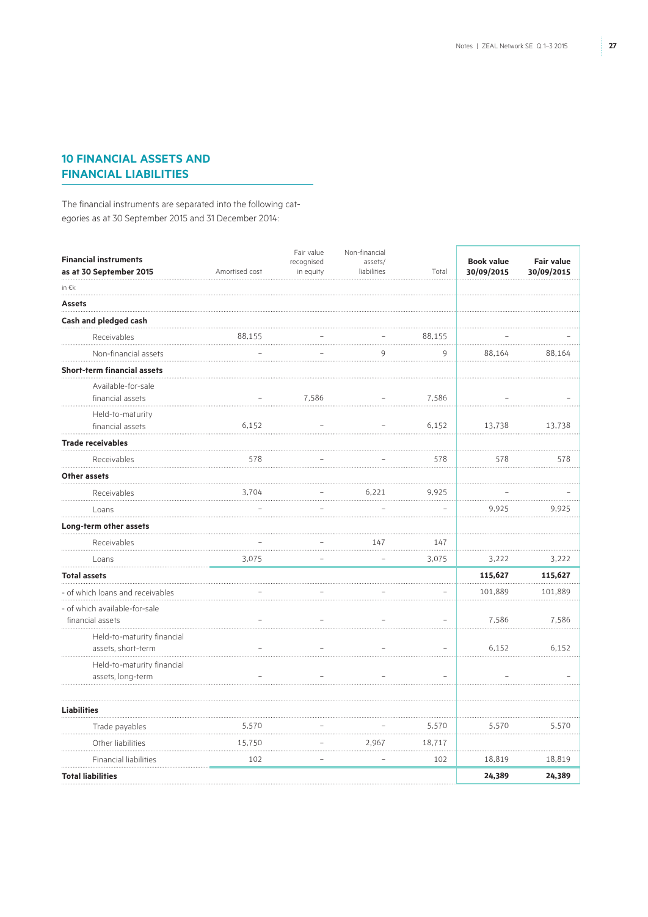## 10 FINANCIAL ASSETS AND FINANCIAL LIABILITIES

The financial instruments are separated into the following categories as at 30 September 2015 and 31 December 2014:

| Financial instruments as at 30 September 2015 | Amortised cost | Fair value recognised in equity | Non-financial assets/ liabilities | Total | Book value 30/09/2015 | Fair value 30/09/2015 |
|---|---|---|---|---|---|---|
| in €k | | | | | | |
| **Assets** | | | | | | |
| **Cash and pledged cash** | | | | | | |
| Receivables | 88,155 | – | – | 88,155 | – | – |
| Non-financial assets | – | – | 9 | 9 | 88,164 | 88,164 |
| **Short-term financial assets** | | | | | | |
| Available-for-sale financial assets | – | 7,586 | – | 7,586 | – | – |
| Held-to-maturity financial assets | 6,152 | – | – | 6,152 | 13,738 | 13,738 |
| **Trade receivables** | | | | | | |
| Receivables | 578 | – | – | 578 | 578 | 578 |
| **Other assets** | | | | | | |
| Receivables | 3,704 | – | 6,221 | 9,925 | – | – |
| Loans | – | – | – | – | 9,925 | 9,925 |
| **Long-term other assets** | | | | | | |
| Receivables | – | – | 147 | 147 | | |
| Loans | 3,075 | – | – | 3,075 | 3,222 | 3,222 |
| **Total assets** | | | | | **115,627** | **115,627** |
| - of which loans and receivables | – | – | – | – | 101,889 | 101,889 |
| - of which available-for-sale financial assets | – | – | – | – | 7,586 | 7,586 |
| Held-to-maturity financial assets, short-term | – | – | – | – | 6,152 | 6,152 |
| Held-to-maturity financial assets, long-term | – | – | – | – | – | – |
| | | | | | | |
| **Liabilities** | | | | | | |
| Trade payables | 5,570 | – | – | 5,570 | 5,570 | 5,570 |
| Other liabilities | 15,750 | – | 2,967 | 18,717 | | |
| Financial liabilities | 102 | – | – | 102 | 18,819 | 18,819 |
| **Total liabilities** | | | | | **24,389** | **24,389** |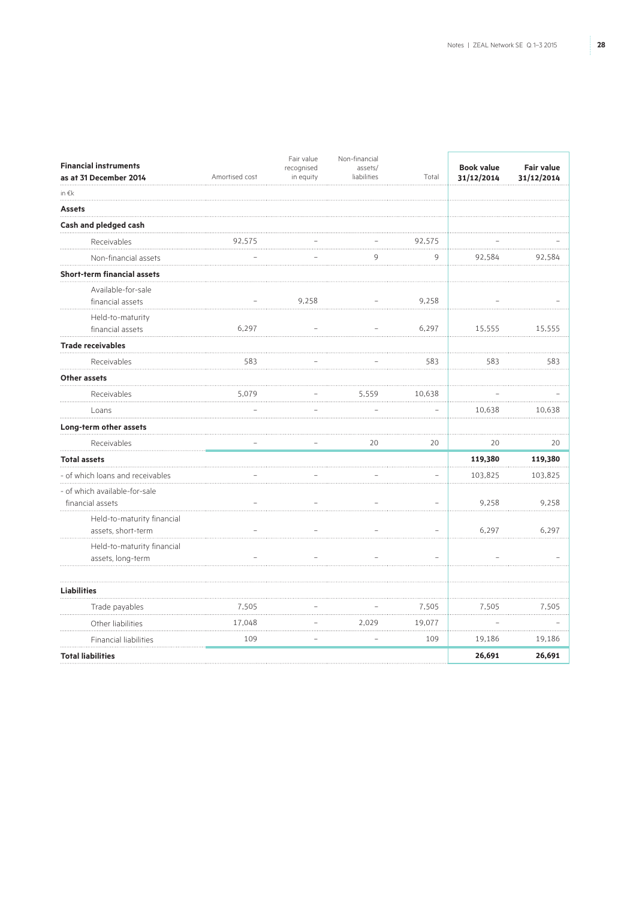| Financial instruments as at 31 December 2014 | Amortised cost | Fair value recognised in equity | Non-financial assets/ liabilities | Total | Book value 31/12/2014 | Fair value 31/12/2014 |
|---|---|---|---|---|---|---|
| in €k | | | | | | |
| **Assets** | | | | | | |
| **Cash and pledged cash** | | | | | | |
| Receivables | 92,575 | – | – | 92,575 | – | – |
| Non-financial assets | – | – | 9 | 9 | 92,584 | 92,584 |
| **Short-term financial assets** | | | | | | |
| Available-for-sale financial assets | – | 9,258 | – | 9,258 | – | – |
| Held-to-maturity financial assets | 6,297 | – | – | 6,297 | 15,555 | 15,555 |
| **Trade receivables** | | | | | | |
| Receivables | 583 | – | – | 583 | 583 | 583 |
| **Other assets** | | | | | | |
| Receivables | 5,079 | – | 5,559 | 10,638 | – | – |
| Loans | – | – | – | – | 10,638 | 10,638 |
| **Long-term other assets** | | | | | | |
| Receivables | – | – | 20 | 20 | 20 | 20 |
| **Total assets** | | | | | **119,380** | **119,380** |
| - of which loans and receivables | – | – | – | – | 103,825 | 103,825 |
| - of which available-for-sale financial assets | – | – | – | – | 9,258 | 9,258 |
| Held-to-maturity financial assets, short-term | – | – | – | – | 6,297 | 6,297 |
| Held-to-maturity financial assets, long-term | – | – | – | – | – | – |
| | | | | | | |
| **Liabilities** | | | | | | |
| Trade payables | 7,505 | – | – | 7,505 | 7,505 | 7,505 |
| Other liabilities | 17,048 | – | 2,029 | 19,077 | – | – |
| Financial liabilities | 109 | – | – | 109 | 19,186 | 19,186 |
| **Total liabilities** | | | | | **26,691** | **26,691** |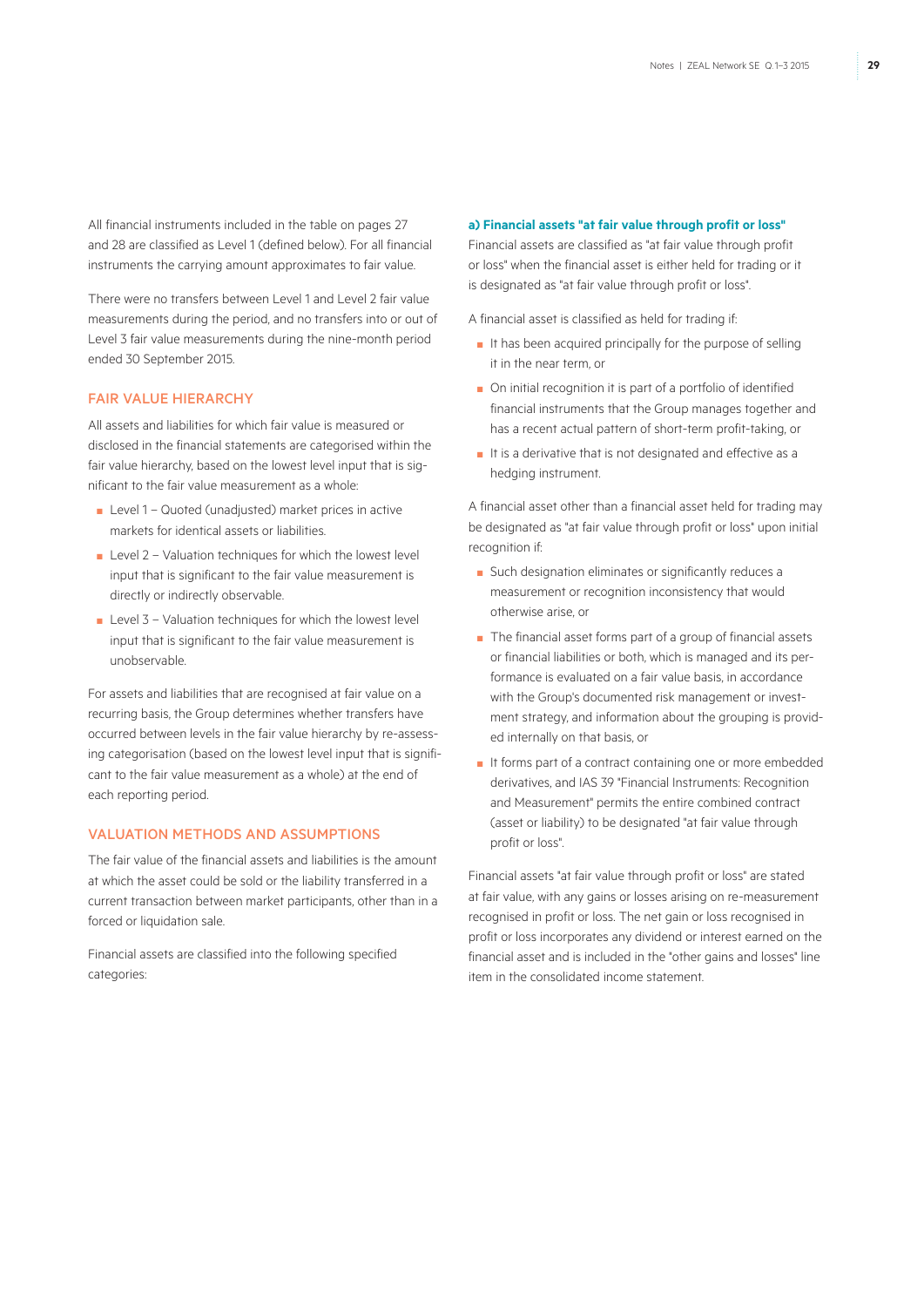All financial instruments included in the table on pages 27 and 28 are classified as Level 1 (defined below). For all financial instruments the carrying amount approximates to fair value.

There were no transfers between Level 1 and Level 2 fair value measurements during the period, and no transfers into or out of Level 3 fair value measurements during the nine-month period ended 30 September 2015.

## FAIR VALUE HIERARCHY

All assets and liabilities for which fair value is measured or disclosed in the financial statements are categorised within the fair value hierarchy, based on the lowest level input that is significant to the fair value measurement as a whole:

- Level 1 – Quoted (unadjusted) market prices in active markets for identical assets or liabilities.
- Level 2 – Valuation techniques for which the lowest level input that is significant to the fair value measurement is directly or indirectly observable.
- Level 3 – Valuation techniques for which the lowest level input that is significant to the fair value measurement is unobservable.

For assets and liabilities that are recognised at fair value on a recurring basis, the Group determines whether transfers have occurred between levels in the fair value hierarchy by re-assessing categorisation (based on the lowest level input that is significant to the fair value measurement as a whole) at the end of each reporting period.

## VALUATION METHODS AND ASSUMPTIONS

The fair value of the financial assets and liabilities is the amount at which the asset could be sold or the liability transferred in a current transaction between market participants, other than in a forced or liquidation sale.

Financial assets are classified into the following specified categories:

**a) Financial assets "at fair value through profit or loss"**

Financial assets are classified as "at fair value through profit or loss" when the financial asset is either held for trading or it is designated as "at fair value through profit or loss".

A financial asset is classified as held for trading if:

- It has been acquired principally for the purpose of selling it in the near term, or
- On initial recognition it is part of a portfolio of identified financial instruments that the Group manages together and has a recent actual pattern of short-term profit-taking, or
- It is a derivative that is not designated and effective as a hedging instrument.

A financial asset other than a financial asset held for trading may be designated as "at fair value through profit or loss" upon initial recognition if:

- Such designation eliminates or significantly reduces a measurement or recognition inconsistency that would otherwise arise, or
- The financial asset forms part of a group of financial assets or financial liabilities or both, which is managed and its performance is evaluated on a fair value basis, in accordance with the Group's documented risk management or investment strategy, and information about the grouping is provided internally on that basis, or
- It forms part of a contract containing one or more embedded derivatives, and IAS 39 "Financial Instruments: Recognition and Measurement" permits the entire combined contract (asset or liability) to be designated "at fair value through profit or loss".

Financial assets "at fair value through profit or loss" are stated at fair value, with any gains or losses arising on re-measurement recognised in profit or loss. The net gain or loss recognised in profit or loss incorporates any dividend or interest earned on the financial asset and is included in the "other gains and losses" line item in the consolidated income statement.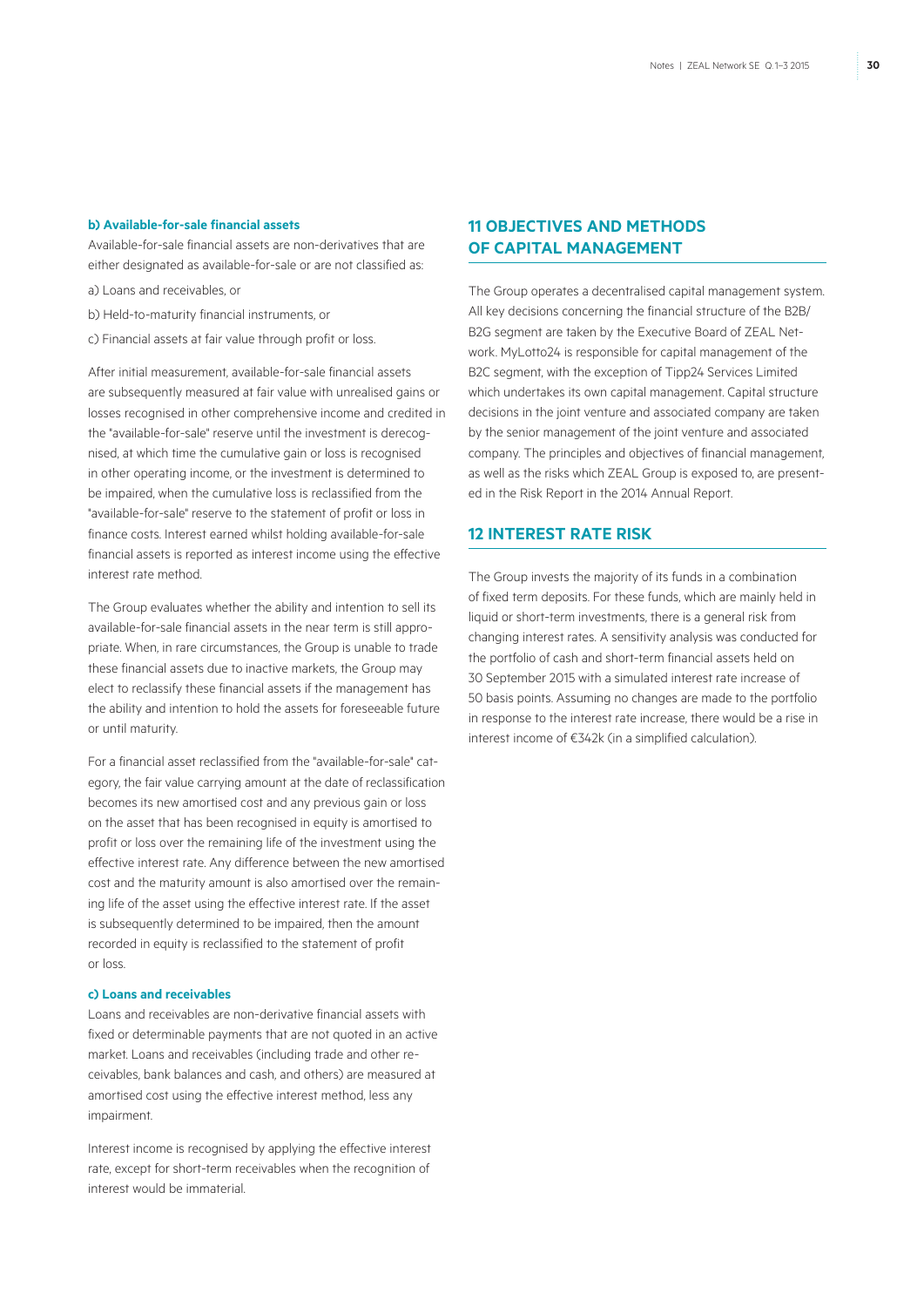#### b) Available-for-sale financial assets

Available-for-sale financial assets are non-derivatives that are either designated as available-for-sale or are not classified as:

a) Loans and receivables, or

b) Held-to-maturity financial instruments, or

c) Financial assets at fair value through profit or loss.

After initial measurement, available-for-sale financial assets are subsequently measured at fair value with unrealised gains or losses recognised in other comprehensive income and credited in the "available-for-sale" reserve until the investment is derecognised, at which time the cumulative gain or loss is recognised in other operating income, or the investment is determined to be impaired, when the cumulative loss is reclassified from the "available-for-sale" reserve to the statement of profit or loss in finance costs. Interest earned whilst holding available-for-sale financial assets is reported as interest income using the effective interest rate method.

The Group evaluates whether the ability and intention to sell its available-for-sale financial assets in the near term is still appropriate. When, in rare circumstances, the Group is unable to trade these financial assets due to inactive markets, the Group may elect to reclassify these financial assets if the management has the ability and intention to hold the assets for foreseeable future or until maturity.

For a financial asset reclassified from the "available-for-sale" category, the fair value carrying amount at the date of reclassification becomes its new amortised cost and any previous gain or loss on the asset that has been recognised in equity is amortised to profit or loss over the remaining life of the investment using the effective interest rate. Any difference between the new amortised cost and the maturity amount is also amortised over the remaining life of the asset using the effective interest rate. If the asset is subsequently determined to be impaired, then the amount recorded in equity is reclassified to the statement of profit or loss.

#### c) Loans and receivables

Loans and receivables are non-derivative financial assets with fixed or determinable payments that are not quoted in an active market. Loans and receivables (including trade and other receivables, bank balances and cash, and others) are measured at amortised cost using the effective interest method, less any impairment.

Interest income is recognised by applying the effective interest rate, except for short-term receivables when the recognition of interest would be immaterial.

## 11 OBJECTIVES AND METHODS OF CAPITAL MANAGEMENT

The Group operates a decentralised capital management system. All key decisions concerning the financial structure of the B2B/B2G segment are taken by the Executive Board of ZEAL Network. MyLotto24 is responsible for capital management of the B2C segment, with the exception of Tipp24 Services Limited which undertakes its own capital management. Capital structure decisions in the joint venture and associated company are taken by the senior management of the joint venture and associated company. The principles and objectives of financial management, as well as the risks which ZEAL Group is exposed to, are presented in the Risk Report in the 2014 Annual Report.

## 12 INTEREST RATE RISK

The Group invests the majority of its funds in a combination of fixed term deposits. For these funds, which are mainly held in liquid or short-term investments, there is a general risk from changing interest rates. A sensitivity analysis was conducted for the portfolio of cash and short-term financial assets held on 30 September 2015 with a simulated interest rate increase of 50 basis points. Assuming no changes are made to the portfolio in response to the interest rate increase, there would be a rise in interest income of €342k (in a simplified calculation).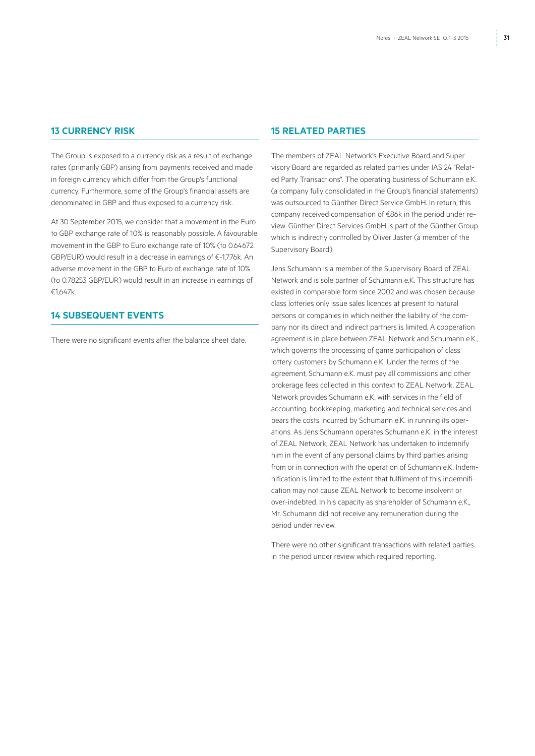## 13 CURRENCY RISK

The Group is exposed to a currency risk as a result of exchange rates (primarily GBP) arising from payments received and made in foreign currency which differ from the Group's functional currency. Furthermore, some of the Group's financial assets are denominated in GBP and thus exposed to a currency risk.

At 30 September 2015, we consider that a movement in the Euro to GBP exchange rate of 10% is reasonably possible. A favourable movement in the GBP to Euro exchange rate of 10% (to 0.64672 GBP/EUR) would result in a decrease in earnings of €-1,776k. An adverse movement in the GBP to Euro of exchange rate of 10% (to 0.78253 GBP/EUR) would result in an increase in earnings of €1,647k.

## 14 SUBSEQUENT EVENTS

There were no significant events after the balance sheet date.

## 15 RELATED PARTIES

The members of ZEAL Network's Executive Board and Supervisory Board are regarded as related parties under IAS 24 "Related Party Transactions". The operating business of Schumann e.K. (a company fully consolidated in the Group's financial statements) was outsourced to Günther Direct Service GmbH. In return, this company received compensation of €86k in the period under review. Günther Direct Services GmbH is part of the Günther Group which is indirectly controlled by Oliver Jaster (a member of the Supervisory Board).

Jens Schumann is a member of the Supervisory Board of ZEAL Network and is sole partner of Schumann e.K. This structure has existed in comparable form since 2002 and was chosen because class lotteries only issue sales licences at present to natural persons or companies in which neither the liability of the company nor its direct and indirect partners is limited. A cooperation agreement is in place between ZEAL Network and Schumann e.K., which governs the processing of game participation of class lottery customers by Schumann e.K. Under the terms of the agreement, Schumann e.K. must pay all commissions and other brokerage fees collected in this context to ZEAL Network. ZEAL Network provides Schumann e.K. with services in the field of accounting, bookkeeping, marketing and technical services and bears the costs incurred by Schumann e.K. in running its operations. As Jens Schumann operates Schumann e.K. in the interest of ZEAL Network, ZEAL Network has undertaken to indemnify him in the event of any personal claims by third parties arising from or in connection with the operation of Schumann e.K. Indemnification is limited to the extent that fulfilment of this indemnification may not cause ZEAL Network to become insolvent or over-indebted. In his capacity as shareholder of Schumann e.K., Mr. Schumann did not receive any remuneration during the period under review.

There were no other significant transactions with related parties in the period under review which required reporting.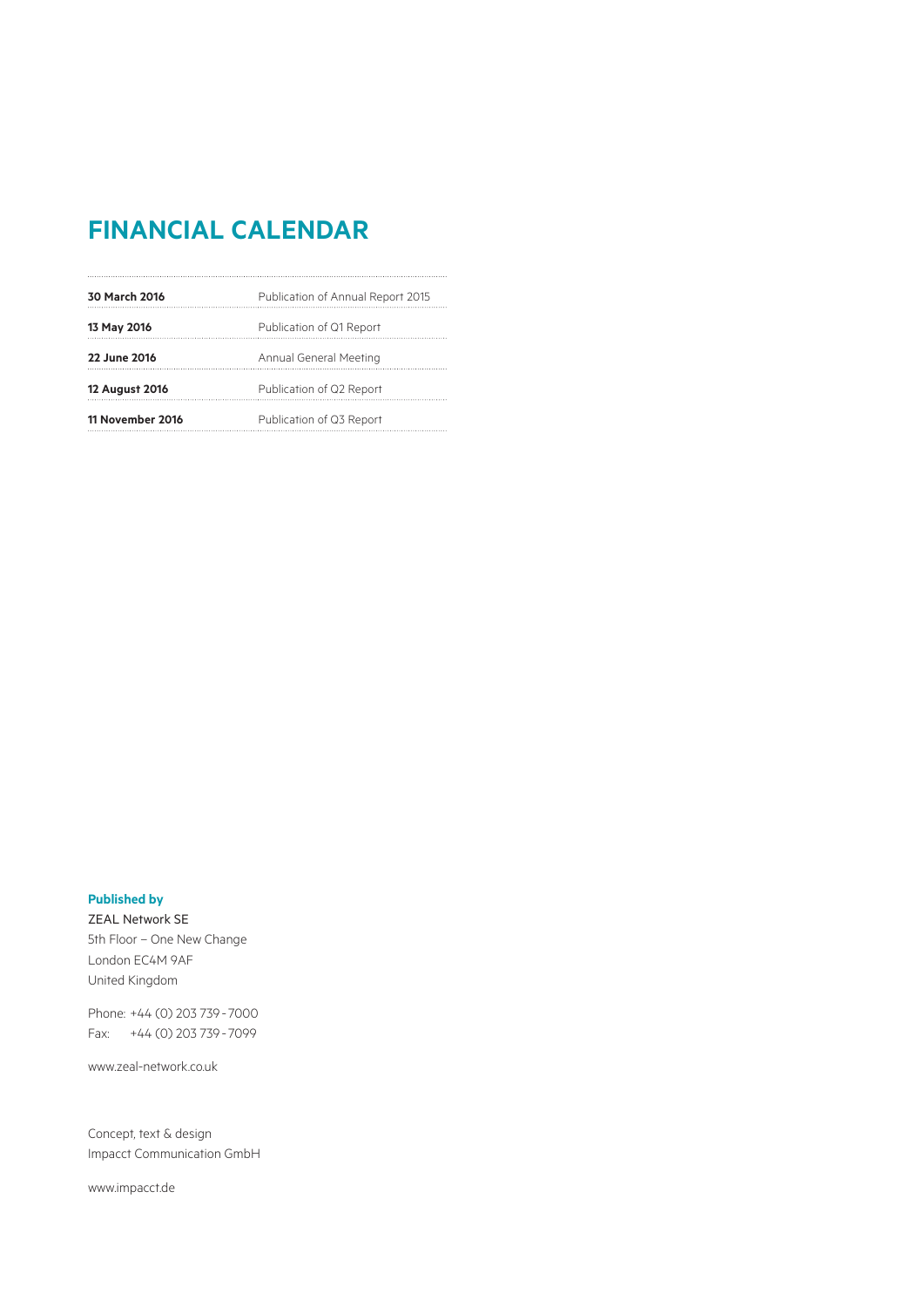# FINANCIAL CALENDAR

| | |
|---|---|
| **30 March 2016** | Publication of Annual Report 2015 |
| **13 May 2016** | Publication of Q1 Report |
| **22 June 2016** | Annual General Meeting |
| **12 August 2016** | Publication of Q2 Report |
| **11 November 2016** | Publication of Q3 Report |

**Published by**

ZEAL Network SE
5th Floor – One New Change
London EC4M 9AF
United Kingdom

Phone: +44 (0) 203 739 - 7000
Fax: +44 (0) 203 739 - 7099

www.zeal-network.co.uk

Concept, text & design
Impacct Communication GmbH

www.impacct.de